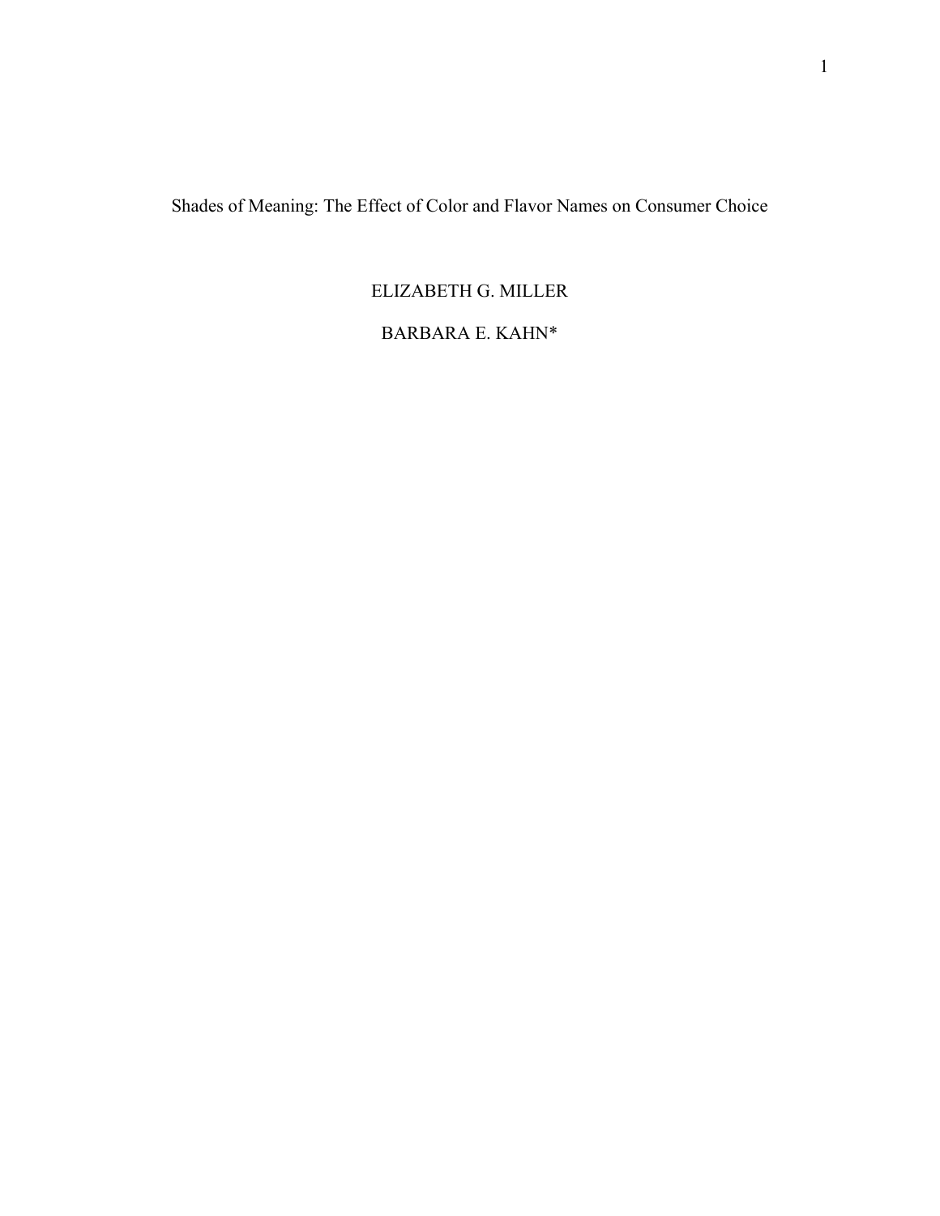# Shades of Meaning: The Effect of Color and Flavor Names on Consumer Choice

ELIZABETH G. MILLER

BARBARA E. KAHN*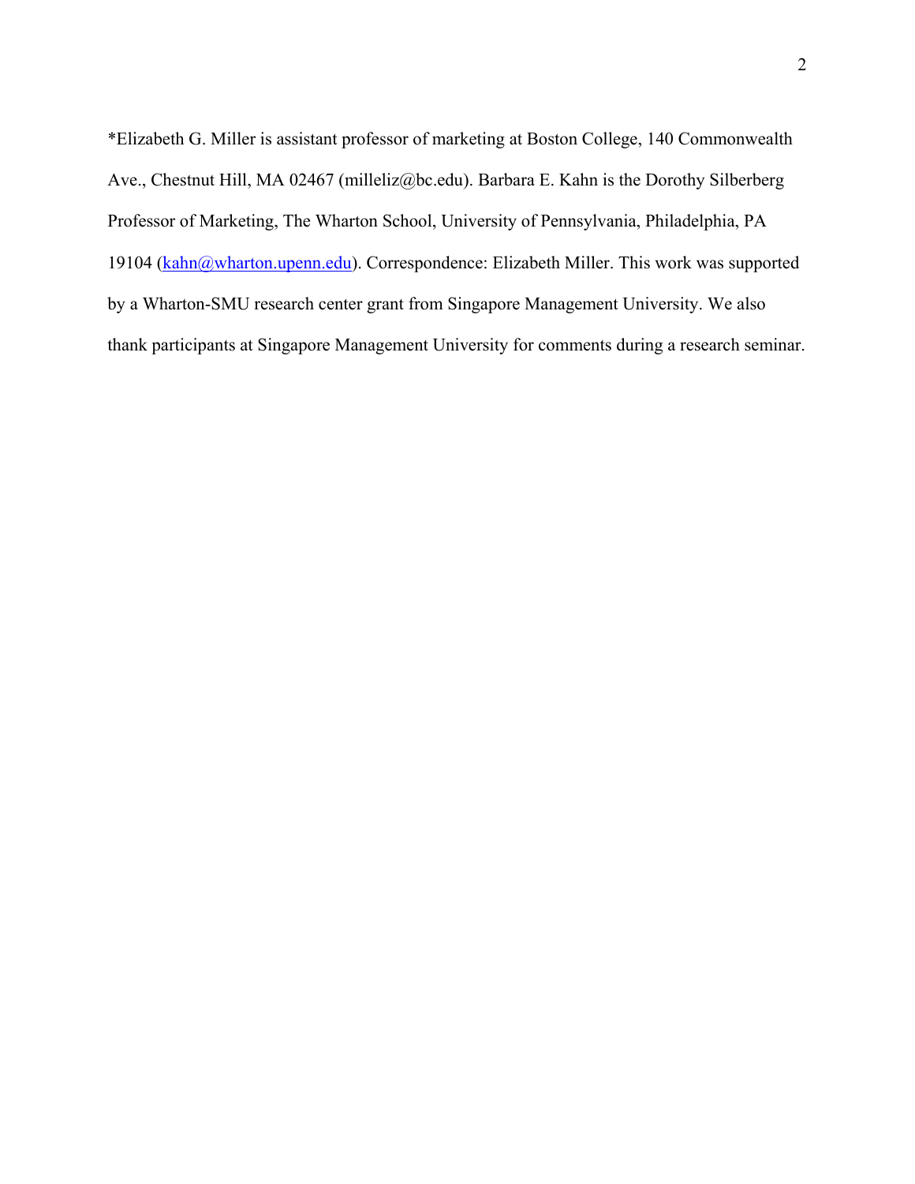*Elizabeth G. Miller is assistant professor of marketing at Boston College, 140 Commonwealth Ave., Chestnut Hill, MA 02467 (milleliz@bc.edu). Barbara E. Kahn is the Dorothy Silberberg Professor of Marketing, The Wharton School, University of Pennsylvania, Philadelphia, PA 19104 (kahn@wharton.upenn.edu). Correspondence: Elizabeth Miller. This work was supported by a Wharton-SMU research center grant from Singapore Management University. We also thank participants at Singapore Management University for comments during a research seminar.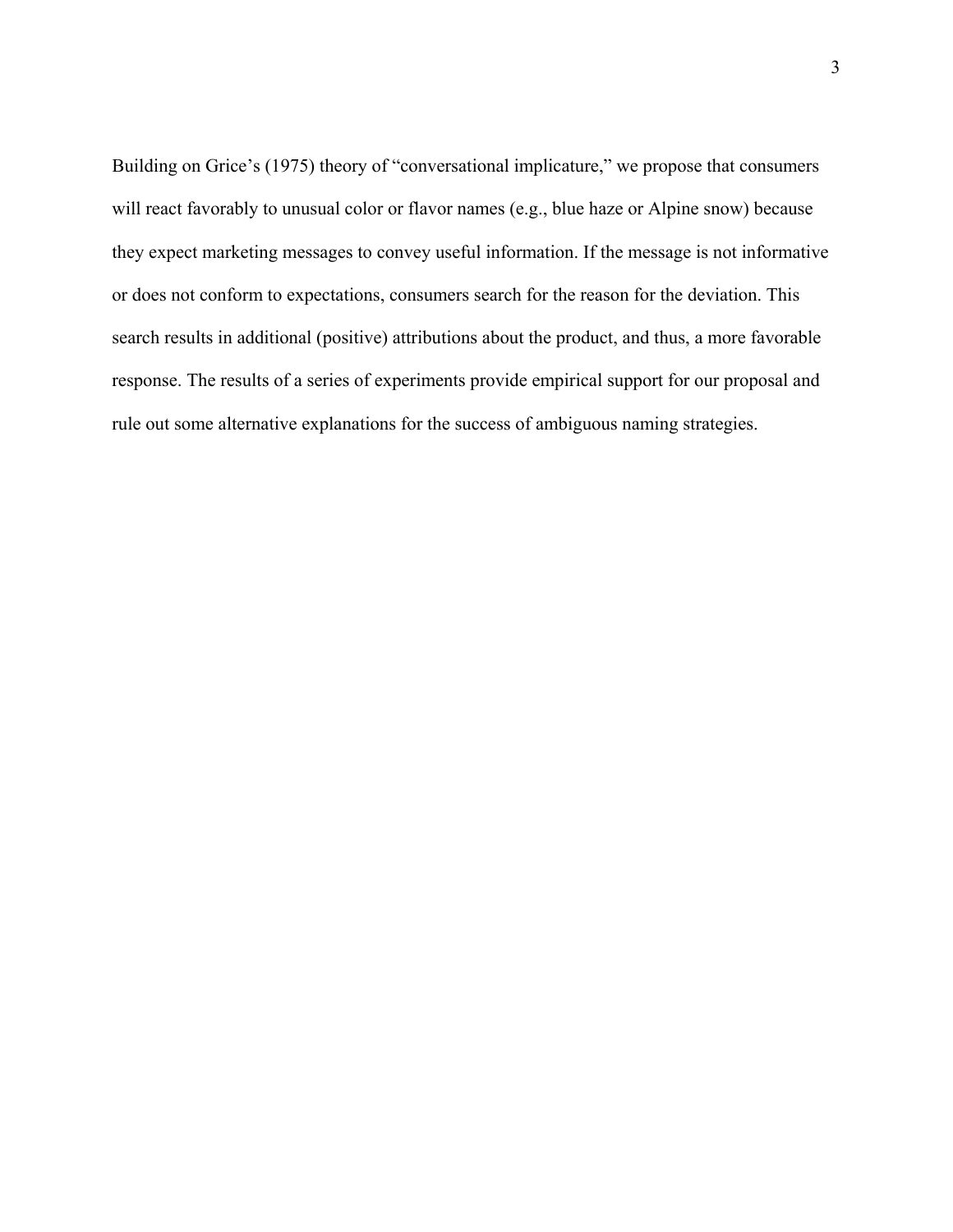Building on Grice's (1975) theory of "conversational implicature," we propose that consumers will react favorably to unusual color or flavor names (e.g., blue haze or Alpine snow) because they expect marketing messages to convey useful information. If the message is not informative or does not conform to expectations, consumers search for the reason for the deviation. This search results in additional (positive) attributions about the product, and thus, a more favorable response. The results of a series of experiments provide empirical support for our proposal and rule out some alternative explanations for the success of ambiguous naming strategies.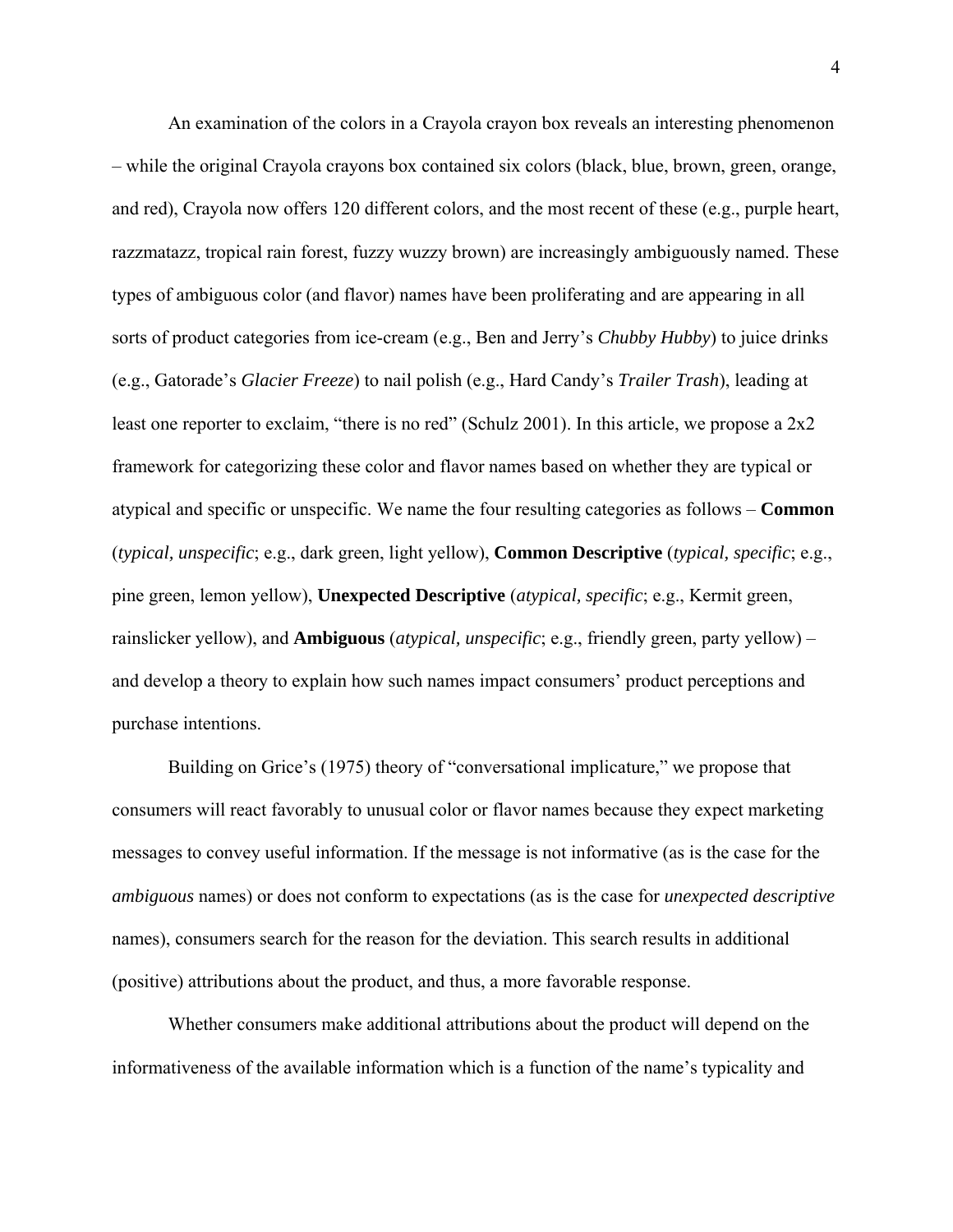An examination of the colors in a Crayola crayon box reveals an interesting phenomenon – while the original Crayola crayons box contained six colors (black, blue, brown, green, orange, and red), Crayola now offers 120 different colors, and the most recent of these (e.g., purple heart, razzmatazz, tropical rain forest, fuzzy wuzzy brown) are increasingly ambiguously named. These types of ambiguous color (and flavor) names have been proliferating and are appearing in all sorts of product categories from ice-cream (e.g., Ben and Jerry's *Chubby Hubby*) to juice drinks (e.g., Gatorade's *Glacier Freeze*) to nail polish (e.g., Hard Candy's *Trailer Trash*), leading at least one reporter to exclaim, "there is no red" (Schulz 2001). In this article, we propose a 2x2 framework for categorizing these color and flavor names based on whether they are typical or atypical and specific or unspecific. We name the four resulting categories as follows – **Common** (*typical, unspecific*; e.g., dark green, light yellow), **Common Descriptive** (*typical, specific*; e.g., pine green, lemon yellow), **Unexpected Descriptive** (*atypical, specific*; e.g., Kermit green, rainslicker yellow), and **Ambiguous** (*atypical, unspecific*; e.g., friendly green, party yellow) – and develop a theory to explain how such names impact consumers' product perceptions and purchase intentions.

Building on Grice's (1975) theory of "conversational implicature," we propose that consumers will react favorably to unusual color or flavor names because they expect marketing messages to convey useful information. If the message is not informative (as is the case for the *ambiguous* names) or does not conform to expectations (as is the case for *unexpected descriptive* names), consumers search for the reason for the deviation. This search results in additional (positive) attributions about the product, and thus, a more favorable response.

Whether consumers make additional attributions about the product will depend on the informativeness of the available information which is a function of the name's typicality and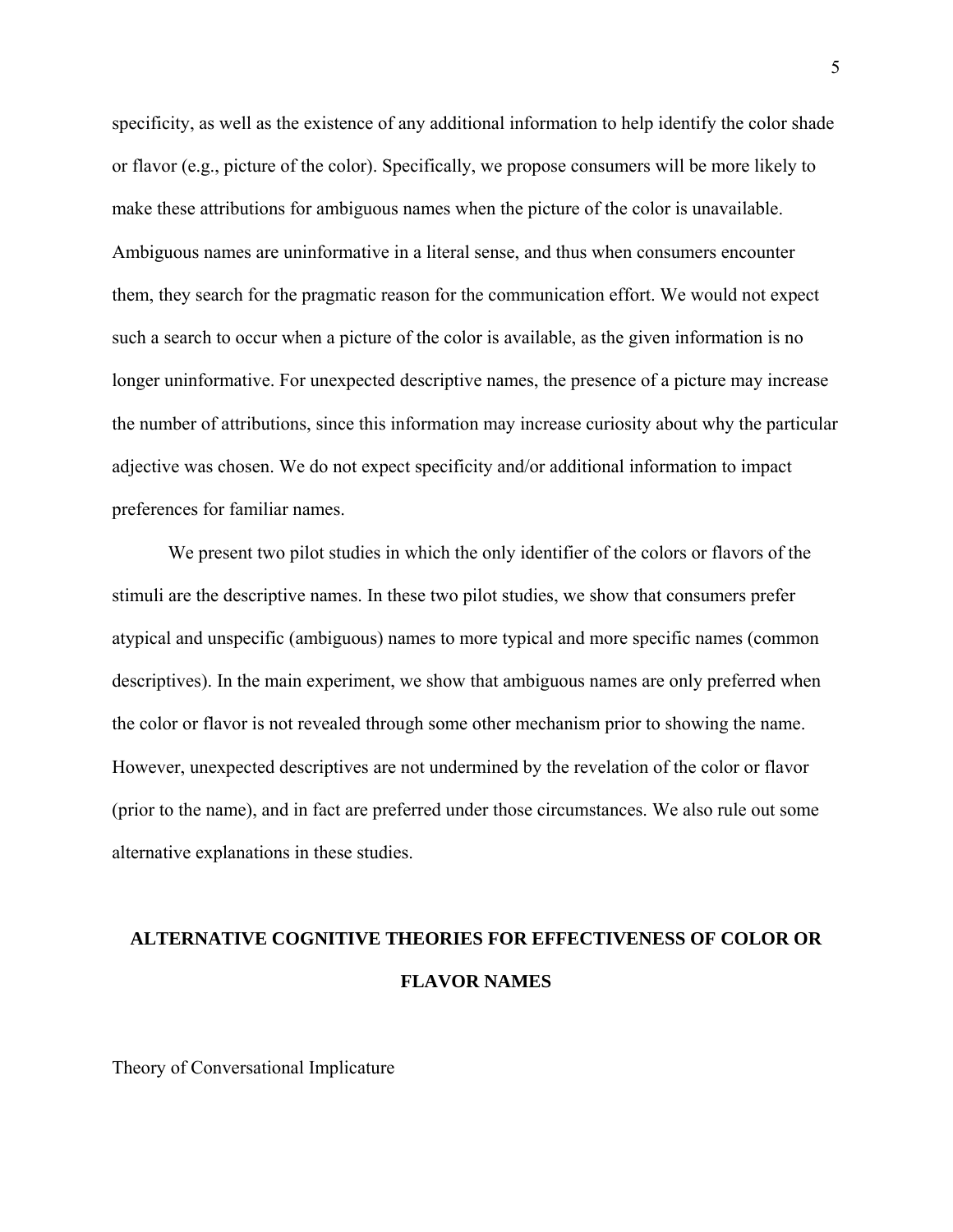specificity, as well as the existence of any additional information to help identify the color shade or flavor (e.g., picture of the color). Specifically, we propose consumers will be more likely to make these attributions for ambiguous names when the picture of the color is unavailable. Ambiguous names are uninformative in a literal sense, and thus when consumers encounter them, they search for the pragmatic reason for the communication effort. We would not expect such a search to occur when a picture of the color is available, as the given information is no longer uninformative. For unexpected descriptive names, the presence of a picture may increase the number of attributions, since this information may increase curiosity about why the particular adjective was chosen. We do not expect specificity and/or additional information to impact preferences for familiar names.

We present two pilot studies in which the only identifier of the colors or flavors of the stimuli are the descriptive names. In these two pilot studies, we show that consumers prefer atypical and unspecific (ambiguous) names to more typical and more specific names (common descriptives). In the main experiment, we show that ambiguous names are only preferred when the color or flavor is not revealed through some other mechanism prior to showing the name. However, unexpected descriptives are not undermined by the revelation of the color or flavor (prior to the name), and in fact are preferred under those circumstances. We also rule out some alternative explanations in these studies.

## ALTERNATIVE COGNITIVE THEORIES FOR EFFECTIVENESS OF COLOR OR FLAVOR NAMES

### Theory of Conversational Implicature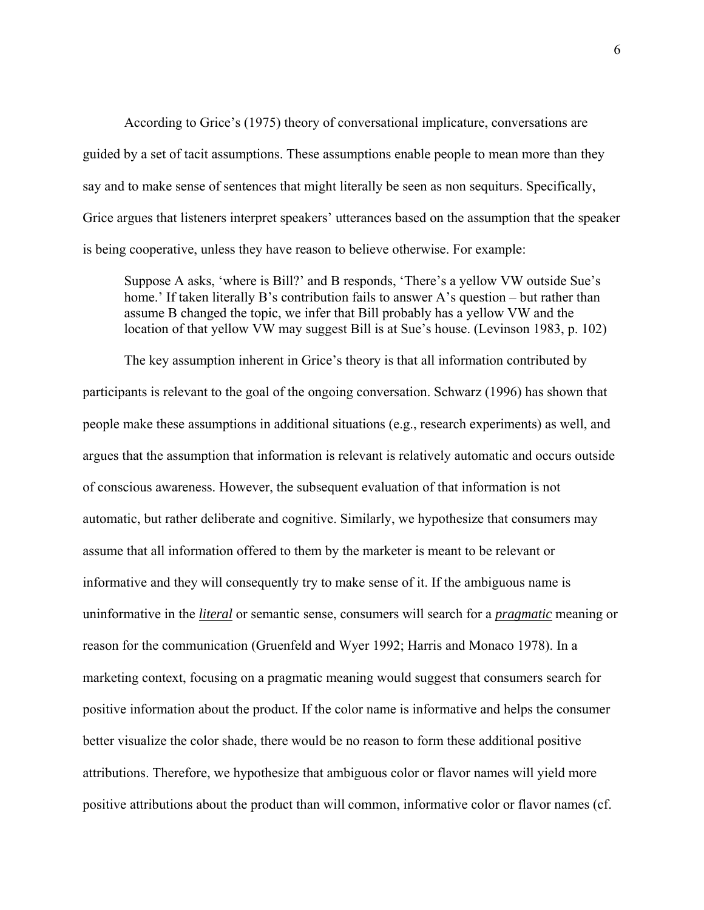According to Grice's (1975) theory of conversational implicature, conversations are guided by a set of tacit assumptions. These assumptions enable people to mean more than they say and to make sense of sentences that might literally be seen as non sequiturs. Specifically, Grice argues that listeners interpret speakers' utterances based on the assumption that the speaker is being cooperative, unless they have reason to believe otherwise. For example:

> Suppose A asks, 'where is Bill?' and B responds, 'There's a yellow VW outside Sue's home.' If taken literally B's contribution fails to answer A's question – but rather than assume B changed the topic, we infer that Bill probably has a yellow VW and the location of that yellow VW may suggest Bill is at Sue's house. (Levinson 1983, p. 102)

The key assumption inherent in Grice's theory is that all information contributed by participants is relevant to the goal of the ongoing conversation. Schwarz (1996) has shown that people make these assumptions in additional situations (e.g., research experiments) as well, and argues that the assumption that information is relevant is relatively automatic and occurs outside of conscious awareness. However, the subsequent evaluation of that information is not automatic, but rather deliberate and cognitive. Similarly, we hypothesize that consumers may assume that all information offered to them by the marketer is meant to be relevant or informative and they will consequently try to make sense of it. If the ambiguous name is uninformative in the ***literal*** or semantic sense, consumers will search for a ***pragmatic*** meaning or reason for the communication (Gruenfeld and Wyer 1992; Harris and Monaco 1978). In a marketing context, focusing on a pragmatic meaning would suggest that consumers search for positive information about the product. If the color name is informative and helps the consumer better visualize the color shade, there would be no reason to form these additional positive attributions. Therefore, we hypothesize that ambiguous color or flavor names will yield more positive attributions about the product than will common, informative color or flavor names (cf.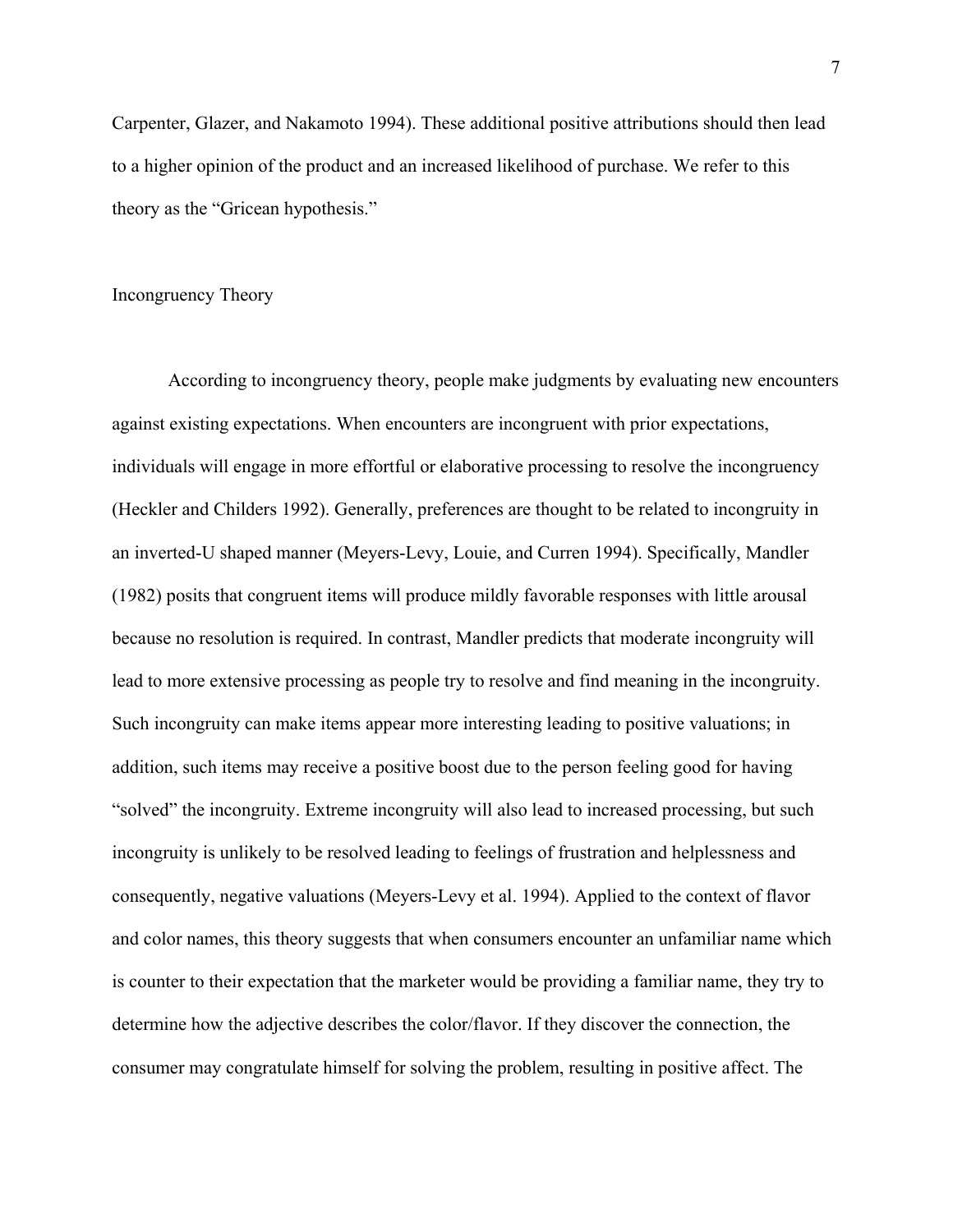Carpenter, Glazer, and Nakamoto 1994). These additional positive attributions should then lead to a higher opinion of the product and an increased likelihood of purchase. We refer to this theory as the "Gricean hypothesis."

## Incongruency Theory

According to incongruency theory, people make judgments by evaluating new encounters against existing expectations. When encounters are incongruent with prior expectations, individuals will engage in more effortful or elaborative processing to resolve the incongruency (Heckler and Childers 1992). Generally, preferences are thought to be related to incongruity in an inverted-U shaped manner (Meyers-Levy, Louie, and Curren 1994). Specifically, Mandler (1982) posits that congruent items will produce mildly favorable responses with little arousal because no resolution is required. In contrast, Mandler predicts that moderate incongruity will lead to more extensive processing as people try to resolve and find meaning in the incongruity. Such incongruity can make items appear more interesting leading to positive valuations; in addition, such items may receive a positive boost due to the person feeling good for having "solved" the incongruity. Extreme incongruity will also lead to increased processing, but such incongruity is unlikely to be resolved leading to feelings of frustration and helplessness and consequently, negative valuations (Meyers-Levy et al. 1994). Applied to the context of flavor and color names, this theory suggests that when consumers encounter an unfamiliar name which is counter to their expectation that the marketer would be providing a familiar name, they try to determine how the adjective describes the color/flavor. If they discover the connection, the consumer may congratulate himself for solving the problem, resulting in positive affect. The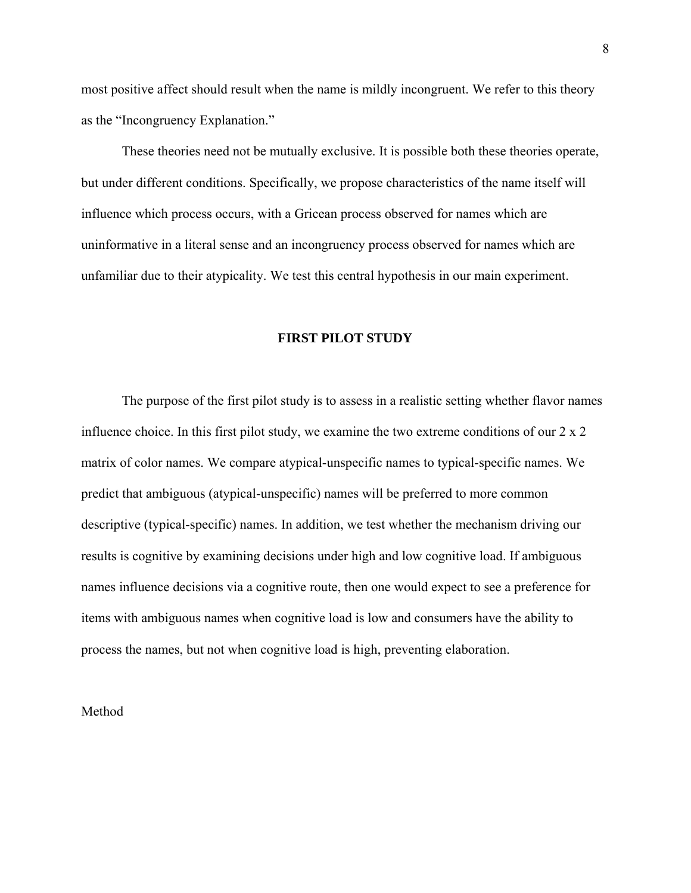most positive affect should result when the name is mildly incongruent. We refer to this theory as the "Incongruency Explanation."

These theories need not be mutually exclusive. It is possible both these theories operate, but under different conditions. Specifically, we propose characteristics of the name itself will influence which process occurs, with a Gricean process observed for names which are uninformative in a literal sense and an incongruency process observed for names which are unfamiliar due to their atypicality. We test this central hypothesis in our main experiment.

## FIRST PILOT STUDY

The purpose of the first pilot study is to assess in a realistic setting whether flavor names influence choice. In this first pilot study, we examine the two extreme conditions of our 2 x 2 matrix of color names. We compare atypical-unspecific names to typical-specific names. We predict that ambiguous (atypical-unspecific) names will be preferred to more common descriptive (typical-specific) names. In addition, we test whether the mechanism driving our results is cognitive by examining decisions under high and low cognitive load. If ambiguous names influence decisions via a cognitive route, then one would expect to see a preference for items with ambiguous names when cognitive load is low and consumers have the ability to process the names, but not when cognitive load is high, preventing elaboration.

### Method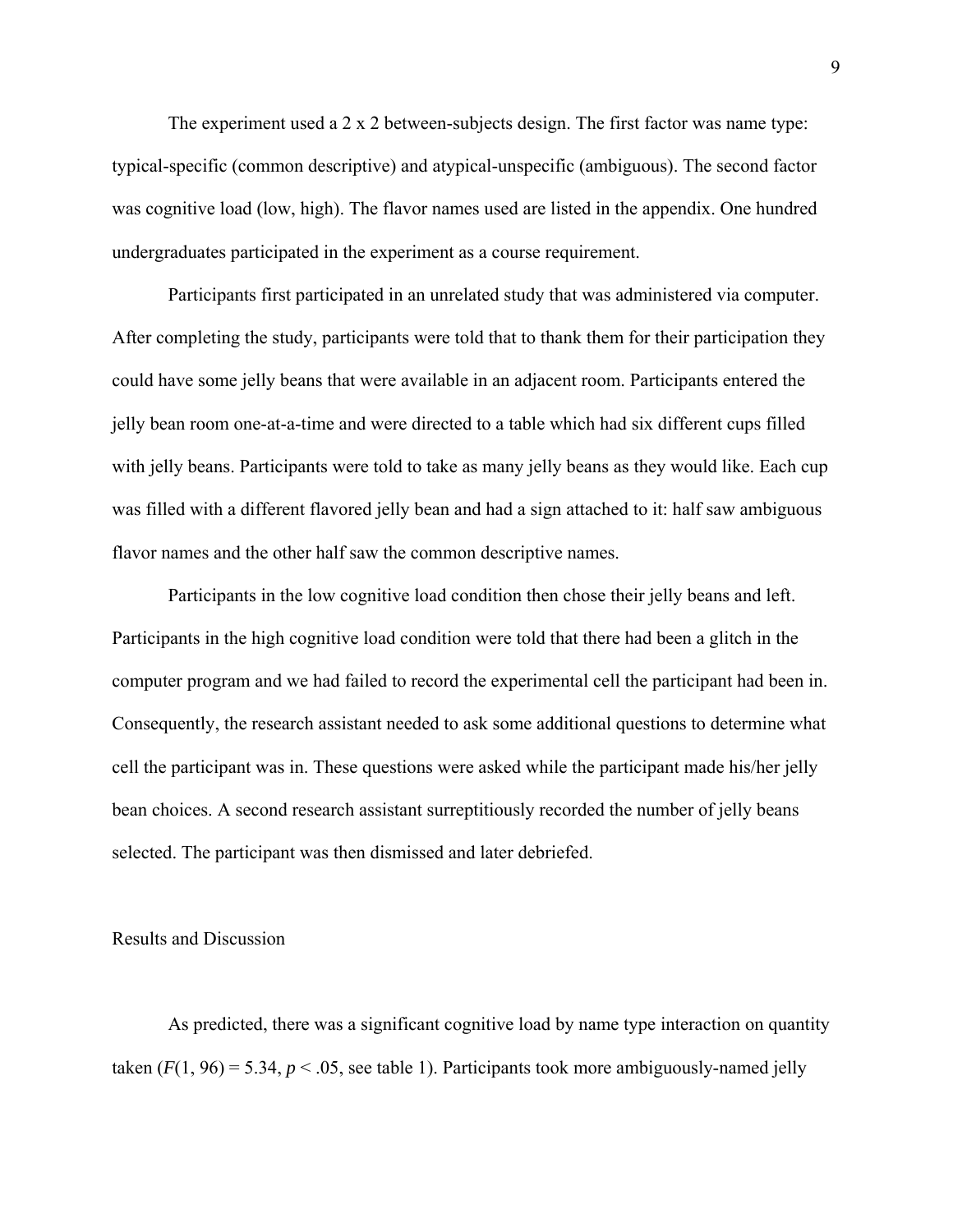The experiment used a 2 x 2 between-subjects design. The first factor was name type: typical-specific (common descriptive) and atypical-unspecific (ambiguous). The second factor was cognitive load (low, high). The flavor names used are listed in the appendix. One hundred undergraduates participated in the experiment as a course requirement.

Participants first participated in an unrelated study that was administered via computer. After completing the study, participants were told that to thank them for their participation they could have some jelly beans that were available in an adjacent room. Participants entered the jelly bean room one-at-a-time and were directed to a table which had six different cups filled with jelly beans. Participants were told to take as many jelly beans as they would like. Each cup was filled with a different flavored jelly bean and had a sign attached to it: half saw ambiguous flavor names and the other half saw the common descriptive names.

Participants in the low cognitive load condition then chose their jelly beans and left. Participants in the high cognitive load condition were told that there had been a glitch in the computer program and we had failed to record the experimental cell the participant had been in. Consequently, the research assistant needed to ask some additional questions to determine what cell the participant was in. These questions were asked while the participant made his/her jelly bean choices. A second research assistant surreptitiously recorded the number of jelly beans selected. The participant was then dismissed and later debriefed.

## Results and Discussion

As predicted, there was a significant cognitive load by name type interaction on quantity taken ($F(1, 96) = 5.34$, $p < .05$, see table 1). Participants took more ambiguously-named jelly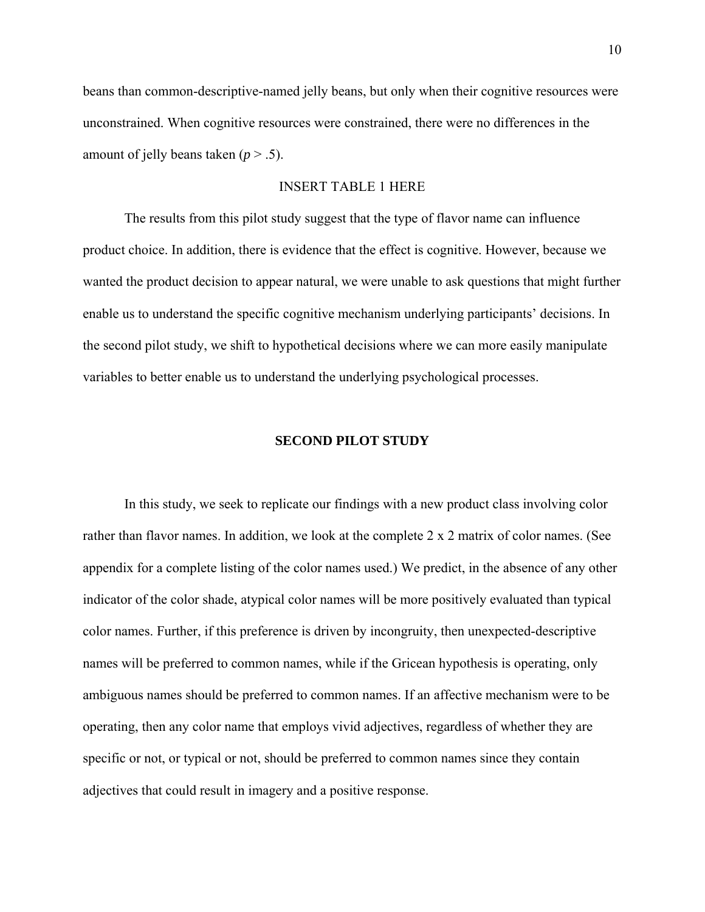beans than common-descriptive-named jelly beans, but only when their cognitive resources were unconstrained. When cognitive resources were constrained, there were no differences in the amount of jelly beans taken ($p > .5$).

INSERT TABLE 1 HERE

The results from this pilot study suggest that the type of flavor name can influence product choice. In addition, there is evidence that the effect is cognitive. However, because we wanted the product decision to appear natural, we were unable to ask questions that might further enable us to understand the specific cognitive mechanism underlying participants' decisions. In the second pilot study, we shift to hypothetical decisions where we can more easily manipulate variables to better enable us to understand the underlying psychological processes.

## SECOND PILOT STUDY

In this study, we seek to replicate our findings with a new product class involving color rather than flavor names. In addition, we look at the complete 2 x 2 matrix of color names. (See appendix for a complete listing of the color names used.) We predict, in the absence of any other indicator of the color shade, atypical color names will be more positively evaluated than typical color names. Further, if this preference is driven by incongruity, then unexpected-descriptive names will be preferred to common names, while if the Gricean hypothesis is operating, only ambiguous names should be preferred to common names. If an affective mechanism were to be operating, then any color name that employs vivid adjectives, regardless of whether they are specific or not, or typical or not, should be preferred to common names since they contain adjectives that could result in imagery and a positive response.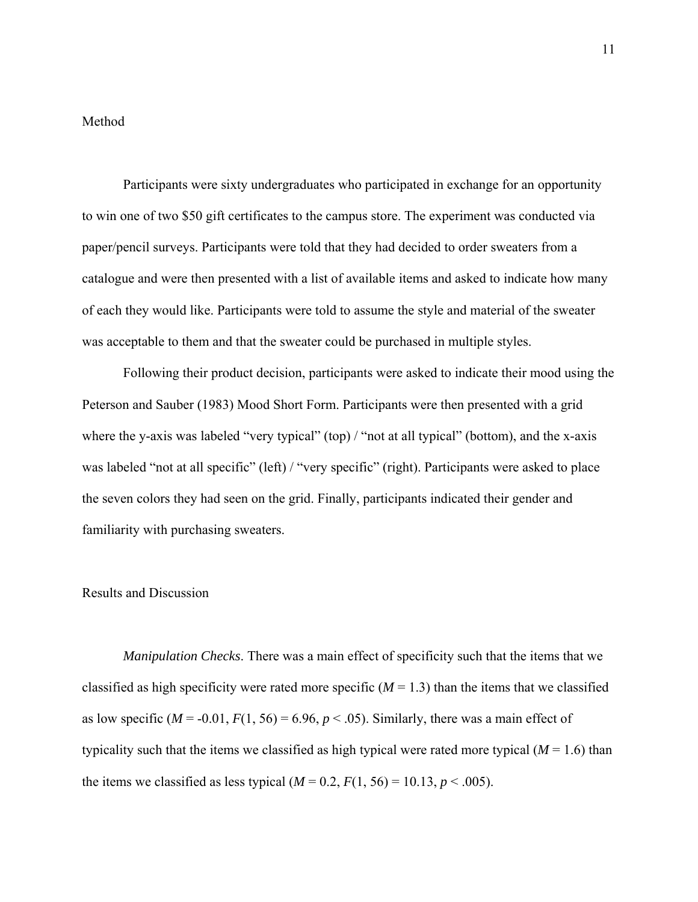## Method

Participants were sixty undergraduates who participated in exchange for an opportunity to win one of two $50 gift certificates to the campus store. The experiment was conducted via paper/pencil surveys. Participants were told that they had decided to order sweaters from a catalogue and were then presented with a list of available items and asked to indicate how many of each they would like. Participants were told to assume the style and material of the sweater was acceptable to them and that the sweater could be purchased in multiple styles.

Following their product decision, participants were asked to indicate their mood using the Peterson and Sauber (1983) Mood Short Form. Participants were then presented with a grid where the y-axis was labeled “very typical” (top) / “not at all typical” (bottom), and the x-axis was labeled “not at all specific” (left) / “very specific” (right). Participants were asked to place the seven colors they had seen on the grid. Finally, participants indicated their gender and familiarity with purchasing sweaters.

## Results and Discussion

*Manipulation Checks*. There was a main effect of specificity such that the items that we classified as high specificity were rated more specific ($M = 1.3$) than the items that we classified as low specific ($M = -0.01$, $F(1, 56) = 6.96$, $p < .05$). Similarly, there was a main effect of typicality such that the items we classified as high typical were rated more typical ($M = 1.6$) than the items we classified as less typical ($M = 0.2$, $F(1, 56) = 10.13$, $p < .005$).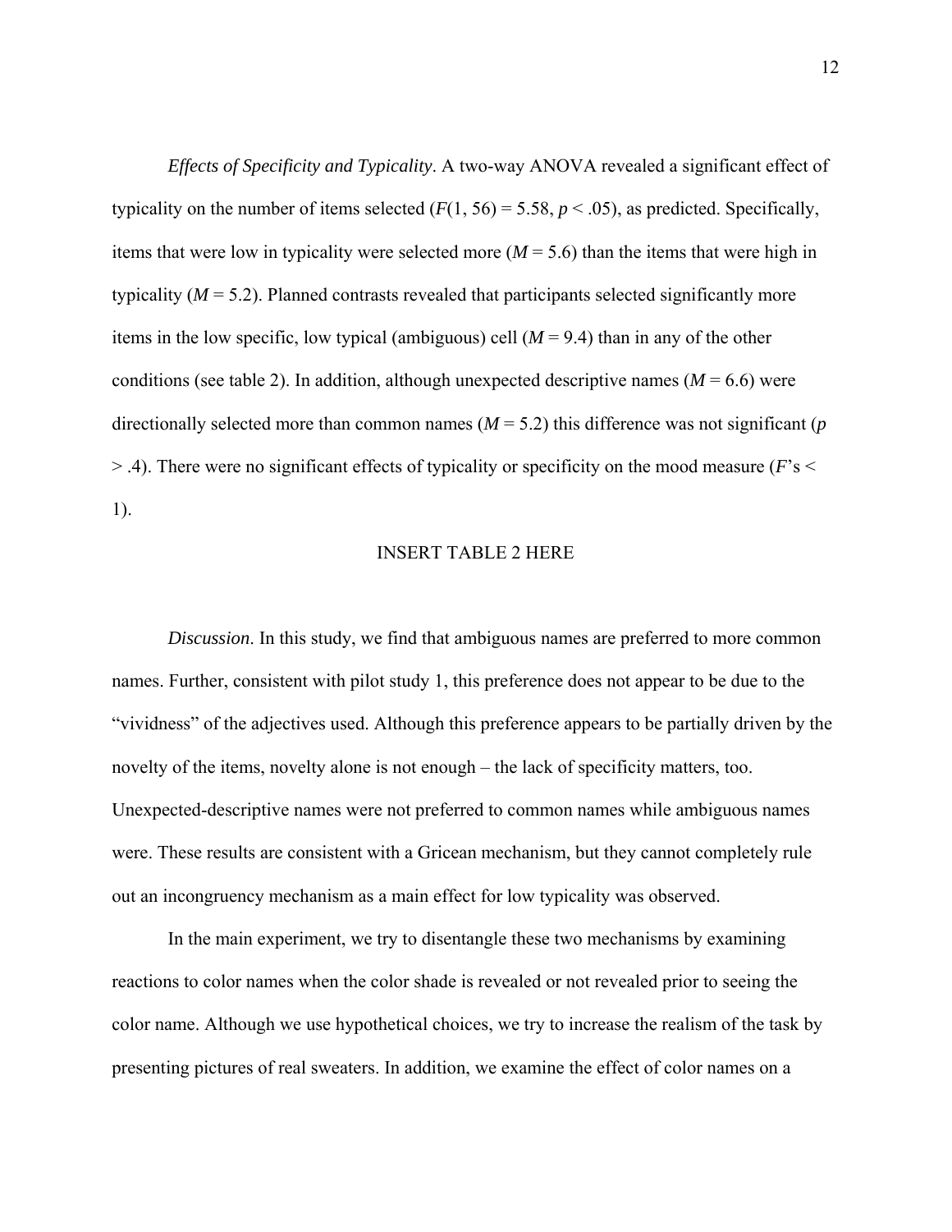*Effects of Specificity and Typicality*. A two-way ANOVA revealed a significant effect of typicality on the number of items selected ($F(1, 56) = 5.58$, $p < .05$), as predicted. Specifically, items that were low in typicality were selected more ($M = 5.6$) than the items that were high in typicality ($M = 5.2$). Planned contrasts revealed that participants selected significantly more items in the low specific, low typical (ambiguous) cell ($M = 9.4$) than in any of the other conditions (see table 2). In addition, although unexpected descriptive names ($M = 6.6$) were directionally selected more than common names ($M = 5.2$) this difference was not significant ($p > .4$). There were no significant effects of typicality or specificity on the mood measure ($F$'s < 1).

INSERT TABLE 2 HERE

*Discussion*. In this study, we find that ambiguous names are preferred to more common names. Further, consistent with pilot study 1, this preference does not appear to be due to the "vividness" of the adjectives used. Although this preference appears to be partially driven by the novelty of the items, novelty alone is not enough – the lack of specificity matters, too. Unexpected-descriptive names were not preferred to common names while ambiguous names were. These results are consistent with a Gricean mechanism, but they cannot completely rule out an incongruency mechanism as a main effect for low typicality was observed.

In the main experiment, we try to disentangle these two mechanisms by examining reactions to color names when the color shade is revealed or not revealed prior to seeing the color name. Although we use hypothetical choices, we try to increase the realism of the task by presenting pictures of real sweaters. In addition, we examine the effect of color names on a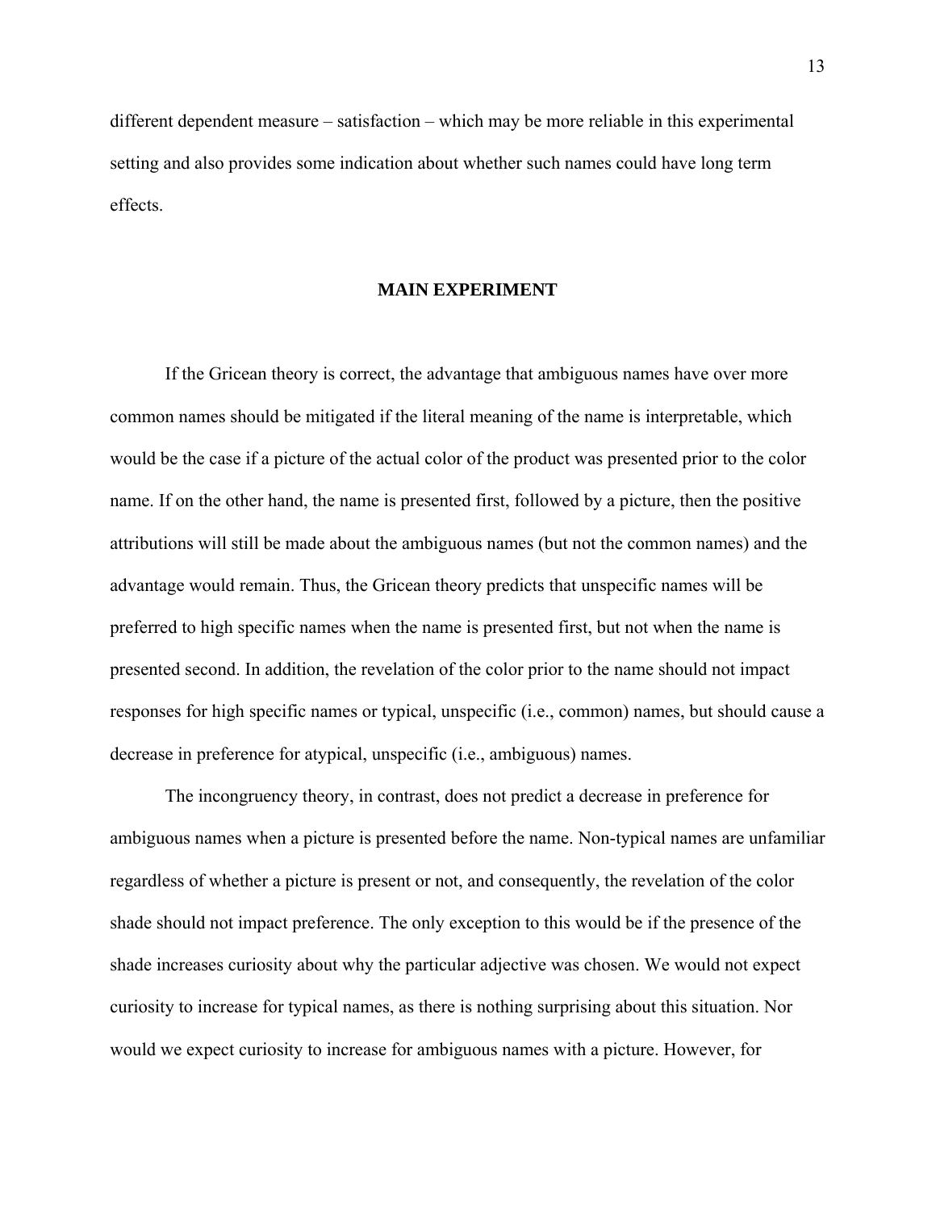different dependent measure – satisfaction – which may be more reliable in this experimental setting and also provides some indication about whether such names could have long term effects.

## MAIN EXPERIMENT

If the Gricean theory is correct, the advantage that ambiguous names have over more common names should be mitigated if the literal meaning of the name is interpretable, which would be the case if a picture of the actual color of the product was presented prior to the color name. If on the other hand, the name is presented first, followed by a picture, then the positive attributions will still be made about the ambiguous names (but not the common names) and the advantage would remain. Thus, the Gricean theory predicts that unspecific names will be preferred to high specific names when the name is presented first, but not when the name is presented second. In addition, the revelation of the color prior to the name should not impact responses for high specific names or typical, unspecific (i.e., common) names, but should cause a decrease in preference for atypical, unspecific (i.e., ambiguous) names.

The incongruency theory, in contrast, does not predict a decrease in preference for ambiguous names when a picture is presented before the name. Non-typical names are unfamiliar regardless of whether a picture is present or not, and consequently, the revelation of the color shade should not impact preference. The only exception to this would be if the presence of the shade increases curiosity about why the particular adjective was chosen. We would not expect curiosity to increase for typical names, as there is nothing surprising about this situation. Nor would we expect curiosity to increase for ambiguous names with a picture. However, for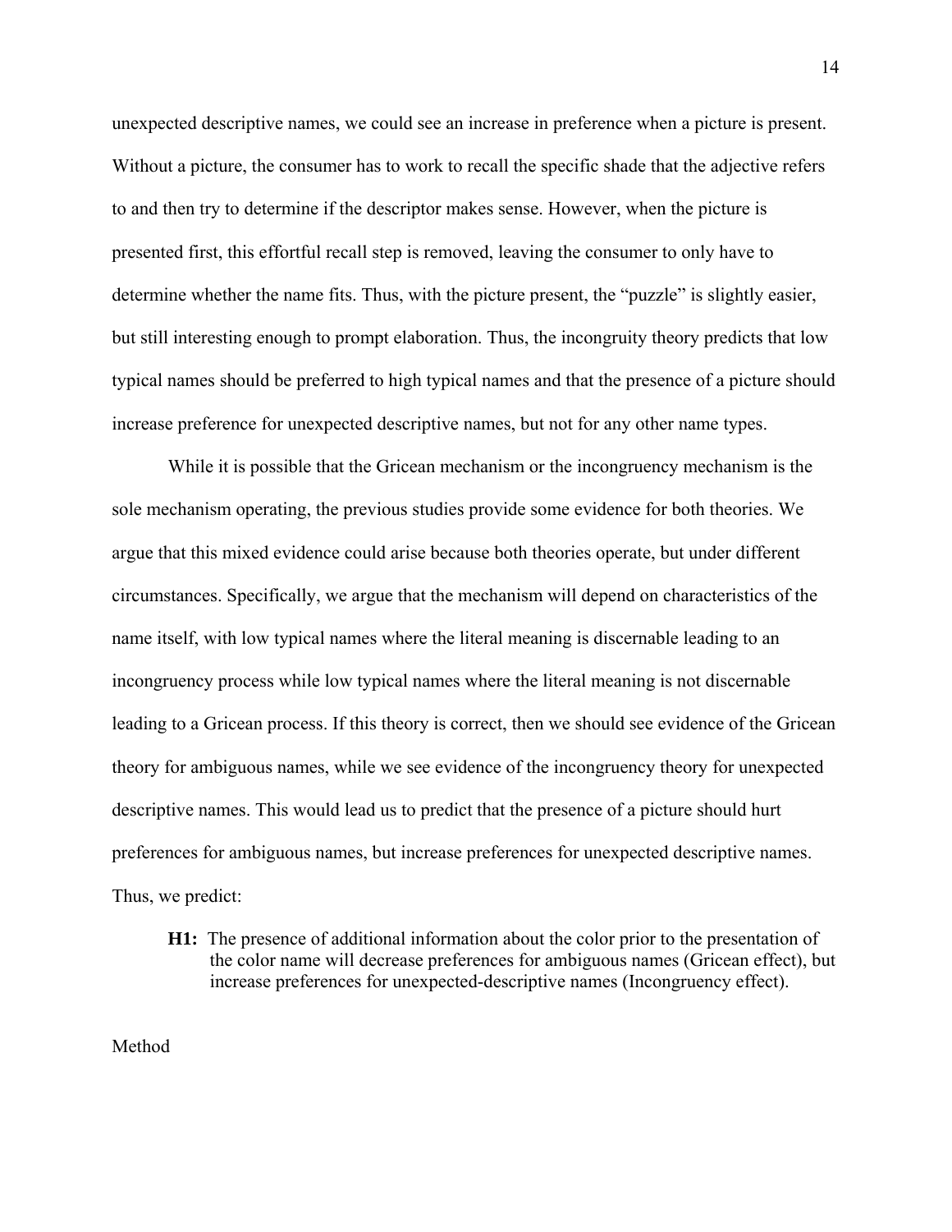unexpected descriptive names, we could see an increase in preference when a picture is present. Without a picture, the consumer has to work to recall the specific shade that the adjective refers to and then try to determine if the descriptor makes sense. However, when the picture is presented first, this effortful recall step is removed, leaving the consumer to only have to determine whether the name fits. Thus, with the picture present, the "puzzle" is slightly easier, but still interesting enough to prompt elaboration. Thus, the incongruity theory predicts that low typical names should be preferred to high typical names and that the presence of a picture should increase preference for unexpected descriptive names, but not for any other name types.

While it is possible that the Gricean mechanism or the incongruency mechanism is the sole mechanism operating, the previous studies provide some evidence for both theories. We argue that this mixed evidence could arise because both theories operate, but under different circumstances. Specifically, we argue that the mechanism will depend on characteristics of the name itself, with low typical names where the literal meaning is discernable leading to an incongruency process while low typical names where the literal meaning is not discernable leading to a Gricean process. If this theory is correct, then we should see evidence of the Gricean theory for ambiguous names, while we see evidence of the incongruency theory for unexpected descriptive names. This would lead us to predict that the presence of a picture should hurt preferences for ambiguous names, but increase preferences for unexpected descriptive names. Thus, we predict:

> **H1:** The presence of additional information about the color prior to the presentation of the color name will decrease preferences for ambiguous names (Gricean effect), but increase preferences for unexpected-descriptive names (Incongruency effect).

## Method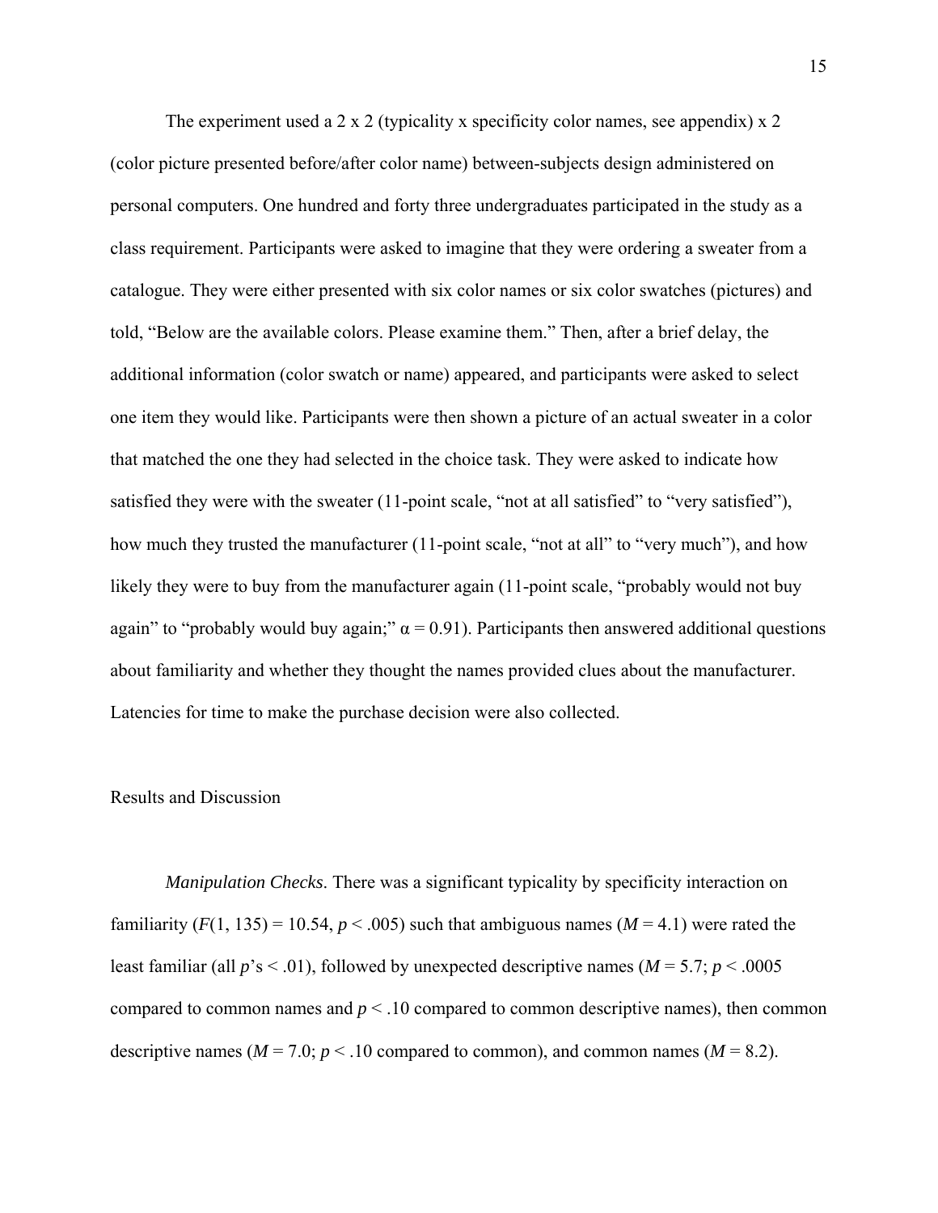The experiment used a 2 x 2 (typicality x specificity color names, see appendix) x 2 (color picture presented before/after color name) between-subjects design administered on personal computers. One hundred and forty three undergraduates participated in the study as a class requirement. Participants were asked to imagine that they were ordering a sweater from a catalogue. They were either presented with six color names or six color swatches (pictures) and told, “Below are the available colors. Please examine them.” Then, after a brief delay, the additional information (color swatch or name) appeared, and participants were asked to select one item they would like. Participants were then shown a picture of an actual sweater in a color that matched the one they had selected in the choice task. They were asked to indicate how satisfied they were with the sweater (11-point scale, “not at all satisfied” to “very satisfied”), how much they trusted the manufacturer (11-point scale, “not at all” to “very much”), and how likely they were to buy from the manufacturer again (11-point scale, “probably would not buy again” to “probably would buy again;” $\alpha = 0.91$). Participants then answered additional questions about familiarity and whether they thought the names provided clues about the manufacturer. Latencies for time to make the purchase decision were also collected.

## Results and Discussion

*Manipulation Checks*. There was a significant typicality by specificity interaction on familiarity ($F(1, 135) = 10.54$, $p < .005$) such that ambiguous names ($M = 4.1$) were rated the least familiar (all $p$’s $< .01$), followed by unexpected descriptive names ($M = 5.7$; $p < .0005$ compared to common names and $p < .10$ compared to common descriptive names), then common descriptive names ($M = 7.0$; $p < .10$ compared to common), and common names ($M = 8.2$).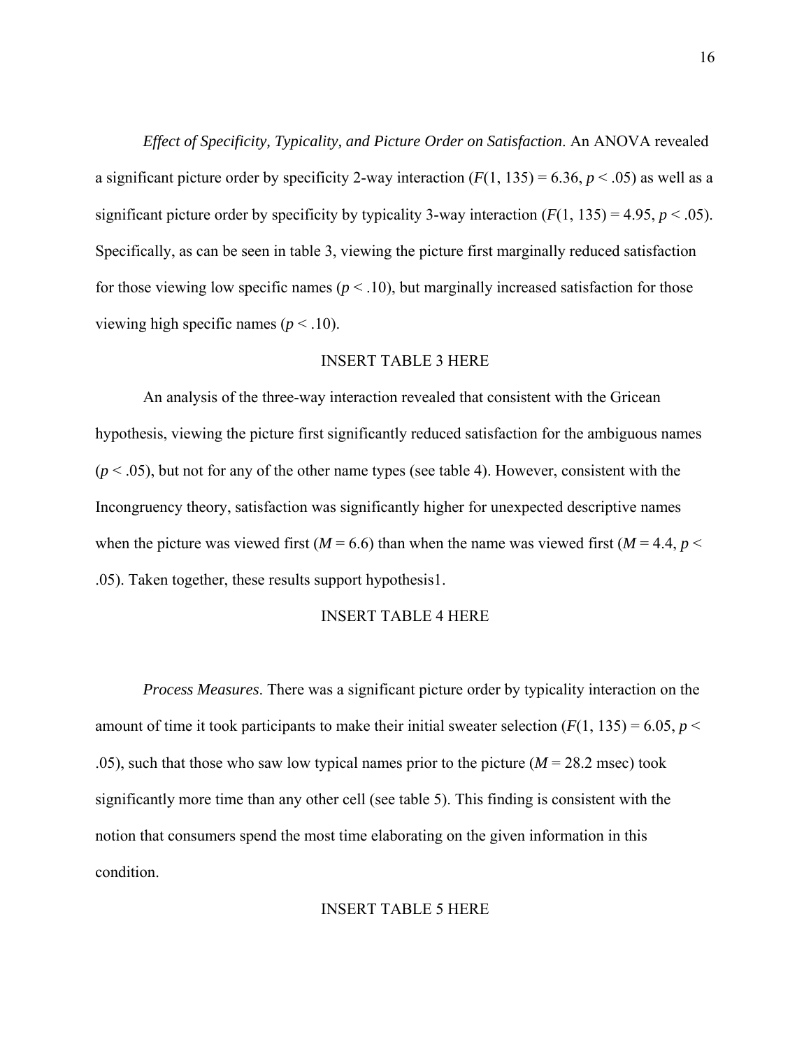*Effect of Specificity, Typicality, and Picture Order on Satisfaction*. An ANOVA revealed a significant picture order by specificity 2-way interaction ($F(1, 135) = 6.36$, $p < .05$) as well as a significant picture order by specificity by typicality 3-way interaction ($F(1, 135) = 4.95$, $p < .05$). Specifically, as can be seen in table 3, viewing the picture first marginally reduced satisfaction for those viewing low specific names ($p < .10$), but marginally increased satisfaction for those viewing high specific names ($p < .10$).

INSERT TABLE 3 HERE

An analysis of the three-way interaction revealed that consistent with the Gricean hypothesis, viewing the picture first significantly reduced satisfaction for the ambiguous names ($p < .05$), but not for any of the other name types (see table 4). However, consistent with the Incongruency theory, satisfaction was significantly higher for unexpected descriptive names when the picture was viewed first ($M = 6.6$) than when the name was viewed first ($M = 4.4$, $p < .05$). Taken together, these results support hypothesis1.

INSERT TABLE 4 HERE

*Process Measures*. There was a significant picture order by typicality interaction on the amount of time it took participants to make their initial sweater selection ($F(1, 135) = 6.05$, $p < .05$), such that those who saw low typical names prior to the picture ($M = 28.2$ msec) took significantly more time than any other cell (see table 5). This finding is consistent with the notion that consumers spend the most time elaborating on the given information in this condition.

INSERT TABLE 5 HERE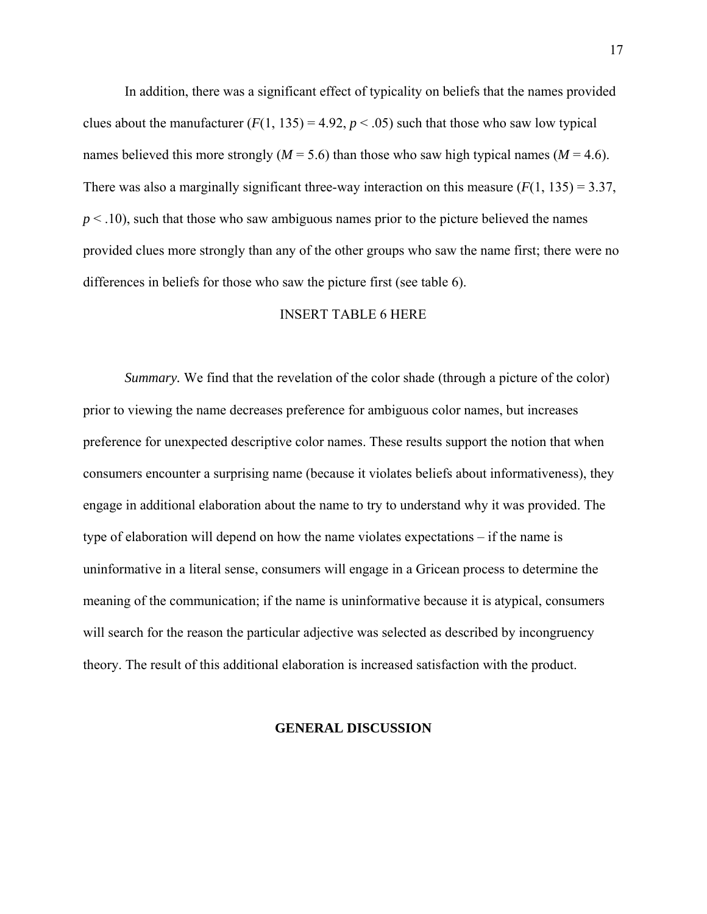In addition, there was a significant effect of typicality on beliefs that the names provided clues about the manufacturer ($F(1, 135) = 4.92$, $p < .05$) such that those who saw low typical names believed this more strongly ($M = 5.6$) than those who saw high typical names ($M = 4.6$). There was also a marginally significant three-way interaction on this measure ($F(1, 135) = 3.37$, $p < .10$), such that those who saw ambiguous names prior to the picture believed the names provided clues more strongly than any of the other groups who saw the name first; there were no differences in beliefs for those who saw the picture first (see table 6).

INSERT TABLE 6 HERE

*Summary.* We find that the revelation of the color shade (through a picture of the color) prior to viewing the name decreases preference for ambiguous color names, but increases preference for unexpected descriptive color names. These results support the notion that when consumers encounter a surprising name (because it violates beliefs about informativeness), they engage in additional elaboration about the name to try to understand why it was provided. The type of elaboration will depend on how the name violates expectations – if the name is uninformative in a literal sense, consumers will engage in a Gricean process to determine the meaning of the communication; if the name is uninformative because it is atypical, consumers will search for the reason the particular adjective was selected as described by incongruency theory. The result of this additional elaboration is increased satisfaction with the product.

## GENERAL DISCUSSION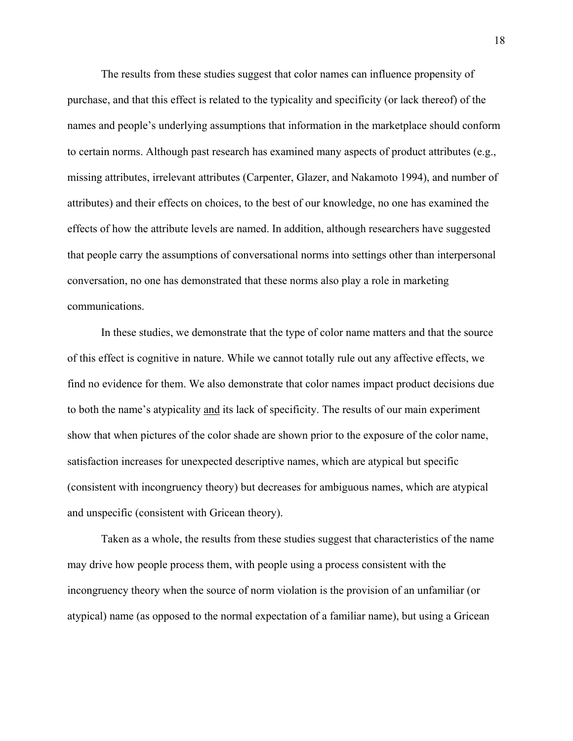The results from these studies suggest that color names can influence propensity of purchase, and that this effect is related to the typicality and specificity (or lack thereof) of the names and people's underlying assumptions that information in the marketplace should conform to certain norms. Although past research has examined many aspects of product attributes (e.g., missing attributes, irrelevant attributes (Carpenter, Glazer, and Nakamoto 1994), and number of attributes) and their effects on choices, to the best of our knowledge, no one has examined the effects of how the attribute levels are named. In addition, although researchers have suggested that people carry the assumptions of conversational norms into settings other than interpersonal conversation, no one has demonstrated that these norms also play a role in marketing communications.

In these studies, we demonstrate that the type of color name matters and that the source of this effect is cognitive in nature. While we cannot totally rule out any affective effects, we find no evidence for them. We also demonstrate that color names impact product decisions due to both the name's atypicality <u>and</u> its lack of specificity. The results of our main experiment show that when pictures of the color shade are shown prior to the exposure of the color name, satisfaction increases for unexpected descriptive names, which are atypical but specific (consistent with incongruency theory) but decreases for ambiguous names, which are atypical and unspecific (consistent with Gricean theory).

Taken as a whole, the results from these studies suggest that characteristics of the name may drive how people process them, with people using a process consistent with the incongruency theory when the source of norm violation is the provision of an unfamiliar (or atypical) name (as opposed to the normal expectation of a familiar name), but using a Gricean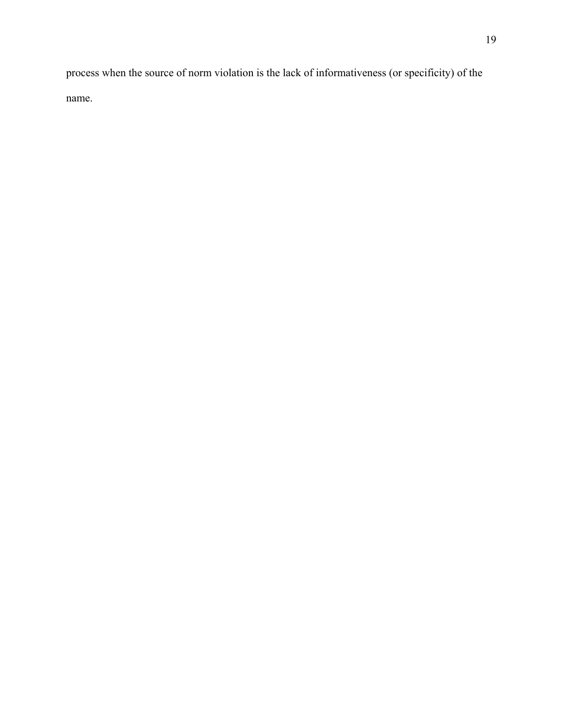process when the source of norm violation is the lack of informativeness (or specificity) of the name.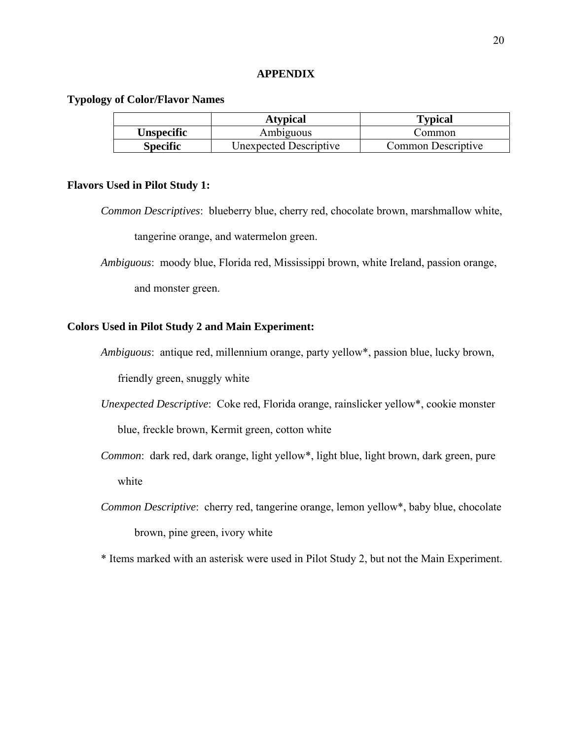# APPENDIX

**Typology of Color/Flavor Names**

| | Atypical | Typical |
|---|---|---|
| **Unspecific** | Ambiguous | Common |
| **Specific** | Unexpected Descriptive | Common Descriptive |

**Flavors Used in Pilot Study 1:**

*Common Descriptives*: blueberry blue, cherry red, chocolate brown, marshmallow white, tangerine orange, and watermelon green.

*Ambiguous*: moody blue, Florida red, Mississippi brown, white Ireland, passion orange, and monster green.

**Colors Used in Pilot Study 2 and Main Experiment:**

*Ambiguous*: antique red, millennium orange, party yellow*, passion blue, lucky brown, friendly green, snuggly white

*Unexpected Descriptive*: Coke red, Florida orange, rainslicker yellow*, cookie monster blue, freckle brown, Kermit green, cotton white

*Common*: dark red, dark orange, light yellow*, light blue, light brown, dark green, pure white

*Common Descriptive*: cherry red, tangerine orange, lemon yellow*, baby blue, chocolate brown, pine green, ivory white

\* Items marked with an asterisk were used in Pilot Study 2, but not the Main Experiment.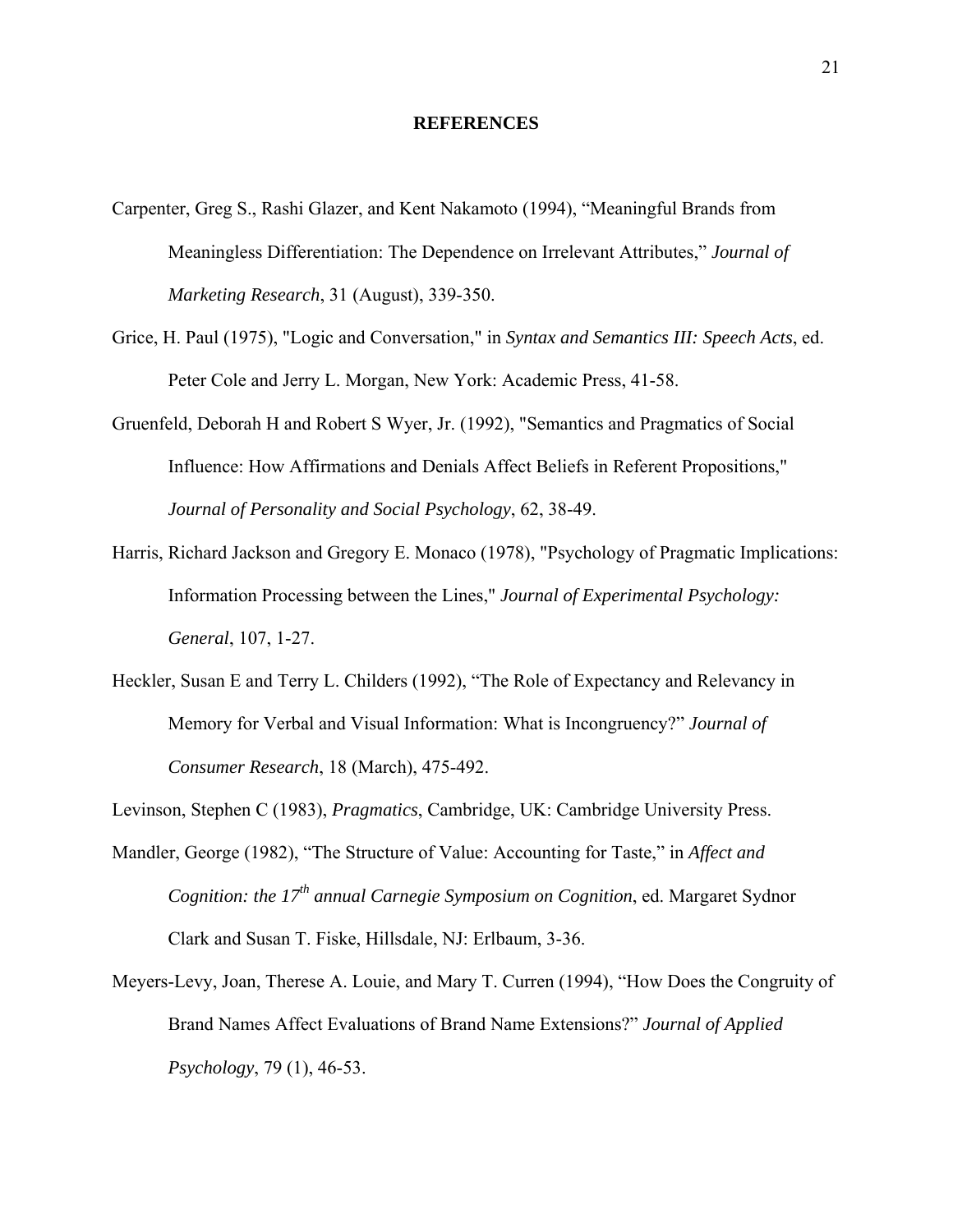## REFERENCES

Carpenter, Greg S., Rashi Glazer, and Kent Nakamoto (1994), "Meaningful Brands from Meaningless Differentiation: The Dependence on Irrelevant Attributes," *Journal of Marketing Research*, 31 (August), 339-350.

Grice, H. Paul (1975), "Logic and Conversation," in *Syntax and Semantics III: Speech Acts*, ed. Peter Cole and Jerry L. Morgan, New York: Academic Press, 41-58.

Gruenfeld, Deborah H and Robert S Wyer, Jr. (1992), "Semantics and Pragmatics of Social Influence: How Affirmations and Denials Affect Beliefs in Referent Propositions," *Journal of Personality and Social Psychology*, 62, 38-49.

Harris, Richard Jackson and Gregory E. Monaco (1978), "Psychology of Pragmatic Implications: Information Processing between the Lines," *Journal of Experimental Psychology: General*, 107, 1-27.

Heckler, Susan E and Terry L. Childers (1992), "The Role of Expectancy and Relevancy in Memory for Verbal and Visual Information: What is Incongruency?" *Journal of Consumer Research*, 18 (March), 475-492.

Levinson, Stephen C (1983), *Pragmatics*, Cambridge, UK: Cambridge University Press.

Mandler, George (1982), "The Structure of Value: Accounting for Taste," in *Affect and Cognition: the 17th annual Carnegie Symposium on Cognition*, ed. Margaret Sydnor Clark and Susan T. Fiske, Hillsdale, NJ: Erlbaum, 3-36.

Meyers-Levy, Joan, Therese A. Louie, and Mary T. Curren (1994), "How Does the Congruity of Brand Names Affect Evaluations of Brand Name Extensions?" *Journal of Applied Psychology*, 79 (1), 46-53.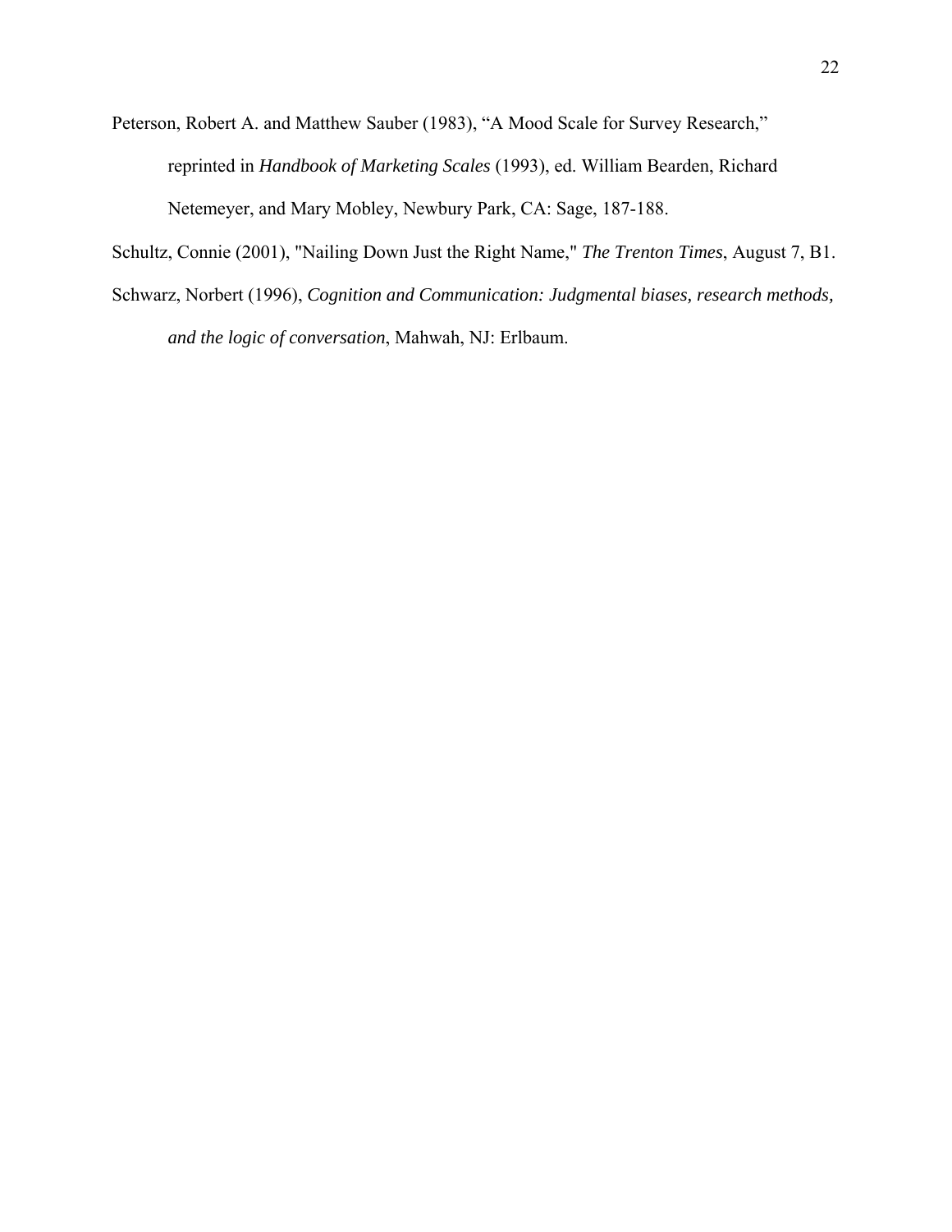Peterson, Robert A. and Matthew Sauber (1983), "A Mood Scale for Survey Research," reprinted in *Handbook of Marketing Scales* (1993), ed. William Bearden, Richard Netemeyer, and Mary Mobley, Newbury Park, CA: Sage, 187-188.

Schultz, Connie (2001), "Nailing Down Just the Right Name," *The Trenton Times*, August 7, B1.

Schwarz, Norbert (1996), *Cognition and Communication: Judgmental biases, research methods, and the logic of conversation*, Mahwah, NJ: Erlbaum.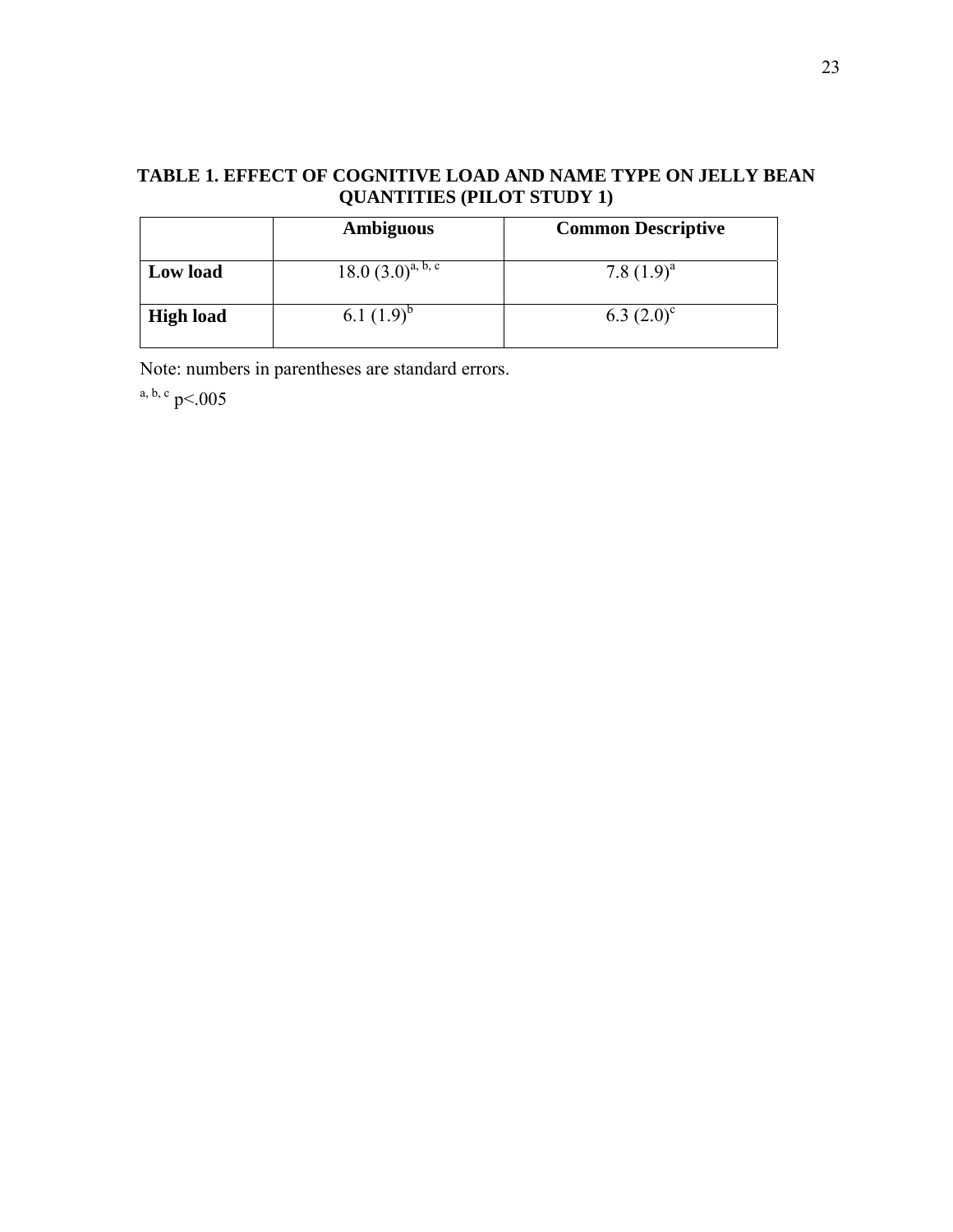**TABLE 1. EFFECT OF COGNITIVE LOAD AND NAME TYPE ON JELLY BEAN QUANTITIES (PILOT STUDY 1)**

| | **Ambiguous** | **Common Descriptive** |
|---|---|---|
| **Low load** | 18.0 (3.0)[a, b, c] | 7.8 (1.9)[a] |
| **High load** | 6.1 (1.9)[b] | 6.3 (2.0)[c] |

Note: numbers in parentheses are standard errors.

[a, b, c] $p<.005$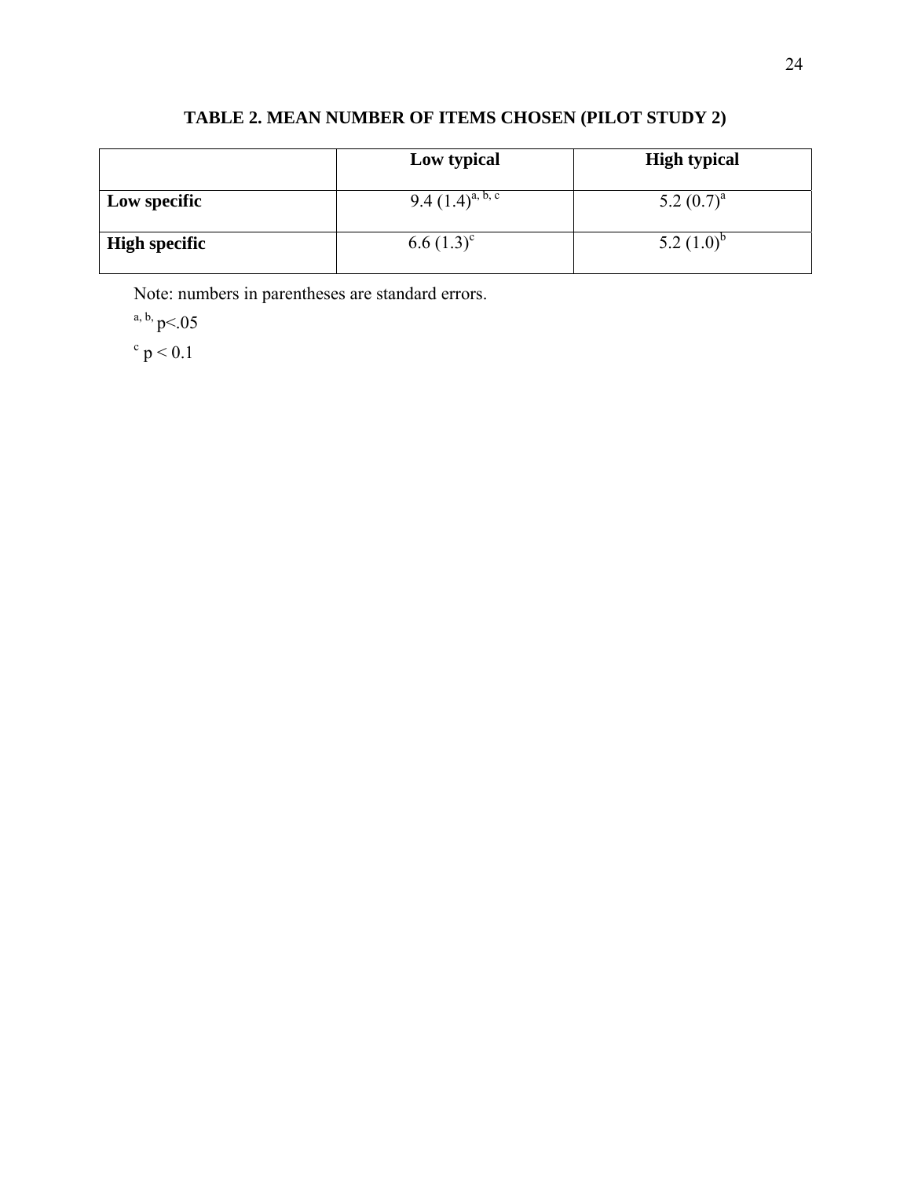**TABLE 2. MEAN NUMBER OF ITEMS CHOSEN (PILOT STUDY 2)**

| | Low typical | High typical |
|---|---|---|
| **Low specific** | 9.4 (1.4)[a, b, c] | 5.2 (0.7)[a] |
| **High specific** | 6.6 (1.3)[c] | 5.2 (1.0)[b] |

Note: numbers in parentheses are standard errors.

[a, b,] $p<.05$

[c] $p < 0.1$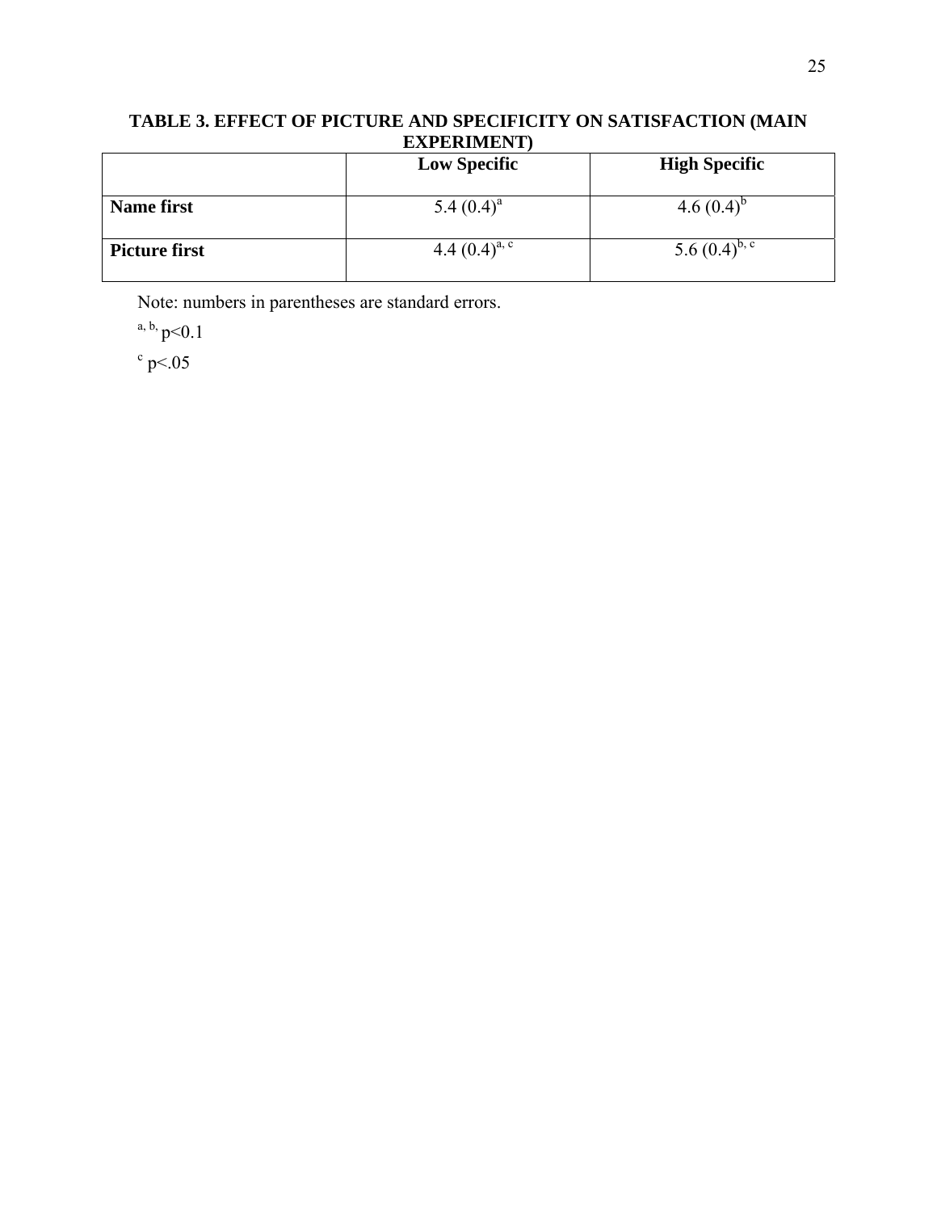**TABLE 3. EFFECT OF PICTURE AND SPECIFICITY ON SATISFACTION (MAIN EXPERIMENT)**

| | **Low Specific** | **High Specific** |
|---|---|---|
| **Name first** | 5.4 (0.4)[a] | 4.6 (0.4)[b] |
| **Picture first** | 4.4 (0.4)[a, c] | 5.6 (0.4)[b, c] |

Note: numbers in parentheses are standard errors.

[a, b,] $p<0.1$

[c] $p<.05$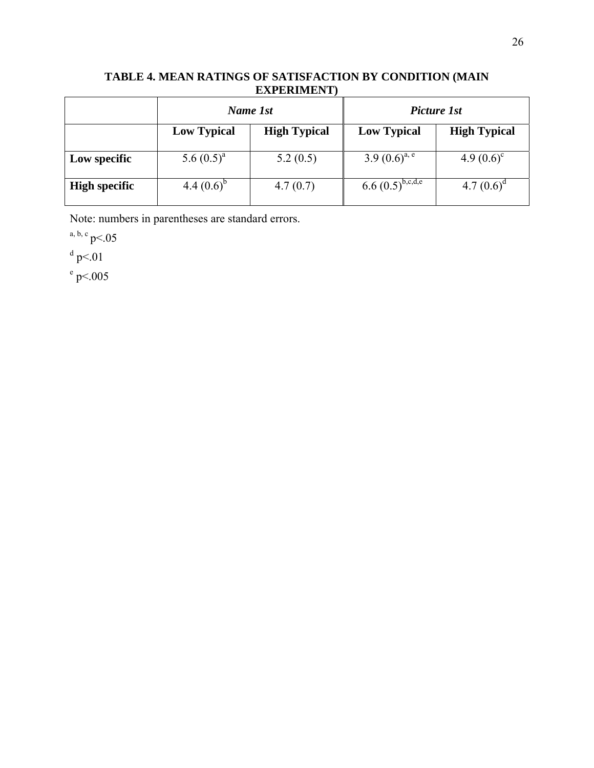**TABLE 4. MEAN RATINGS OF SATISFACTION BY CONDITION (MAIN EXPERIMENT)**

| | *Name 1st* | | *Picture 1st* | |
|---|---|---|---|---|
| | **Low Typical** | **High Typical** | **Low Typical** | **High Typical** |
| **Low specific** | 5.6 (0.5)[a] | 5.2 (0.5) | 3.9 (0.6)[a, e] | 4.9 (0.6)[c] |
| **High specific** | 4.4 (0.6)[b] | 4.7 (0.7) | 6.6 (0.5)[b,c,d,e] | 4.7 (0.6)[d] |

Note: numbers in parentheses are standard errors.

[a, b, c] $p<.05$

[d] $p<.01$

[e] $p<.005$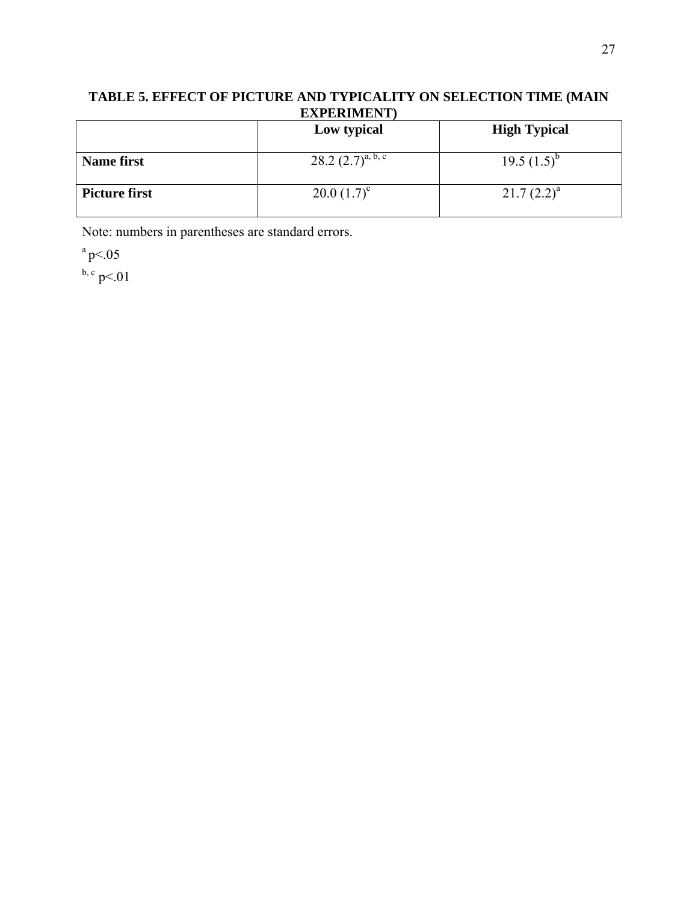**TABLE 5. EFFECT OF PICTURE AND TYPICALITY ON SELECTION TIME (MAIN EXPERIMENT)**

| | Low typical | High Typical |
|---|---|---|
| **Name first** | 28.2 (2.7)[a, b, c] | 19.5 (1.5)[b] |
| **Picture first** | 20.0 (1.7)[c] | 21.7 (2.2)[a] |

Note: numbers in parentheses are standard errors.

[a] $p<.05$

[b, c] $p<.01$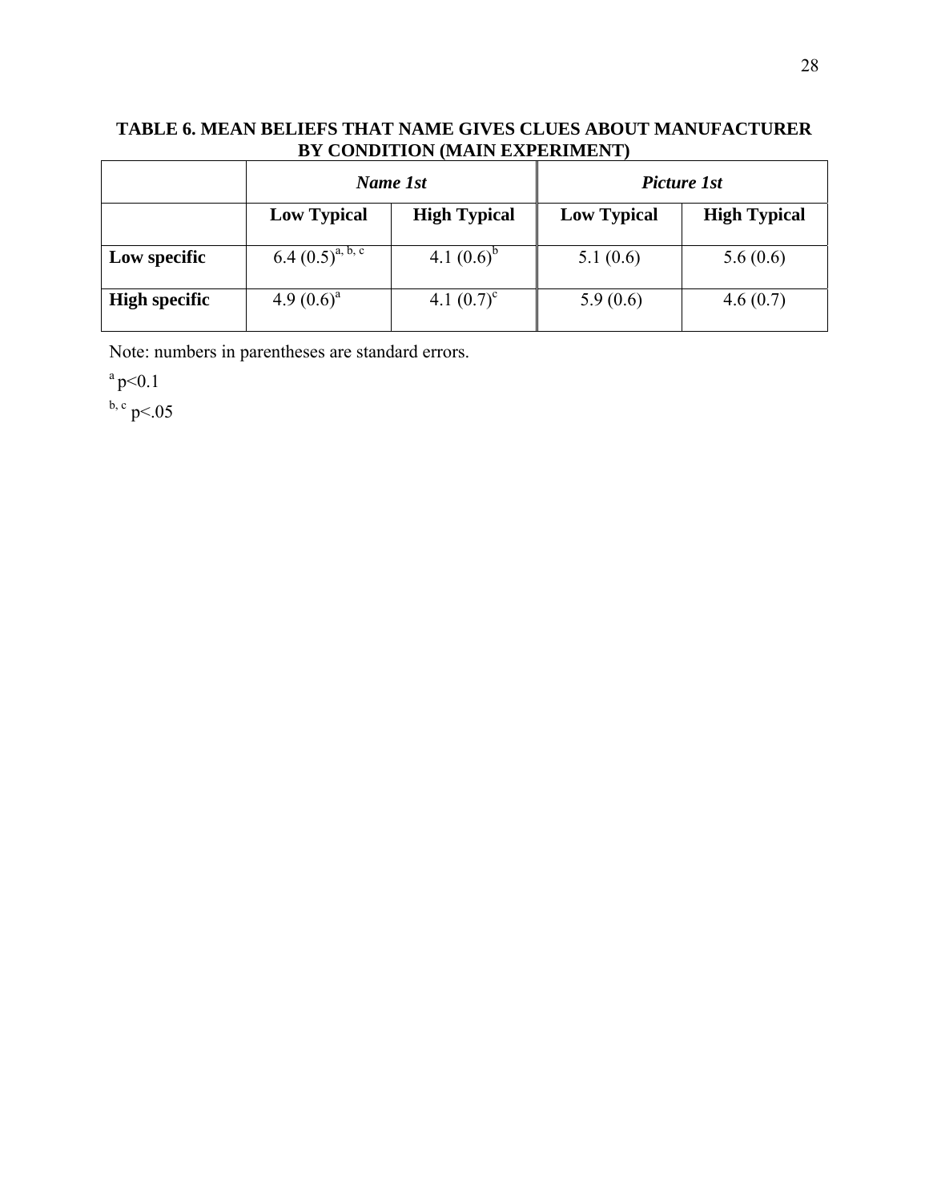**TABLE 6. MEAN BELIEFS THAT NAME GIVES CLUES ABOUT MANUFACTURER BY CONDITION (MAIN EXPERIMENT)**

| | ***Name 1st*** | | ***Picture 1st*** | |
|---|---|---|---|---|
| | **Low Typical** | **High Typical** | **Low Typical** | **High Typical** |
| **Low specific** | 6.4 (0.5)[a, b, c] | 4.1 (0.6)[b] | 5.1 (0.6) | 5.6 (0.6) |
| **High specific** | 4.9 (0.6)[a] | 4.1 (0.7)[c] | 5.9 (0.6) | 4.6 (0.7) |

Note: numbers in parentheses are standard errors.

[a] $p<0.1$

[b, c] $p<.05$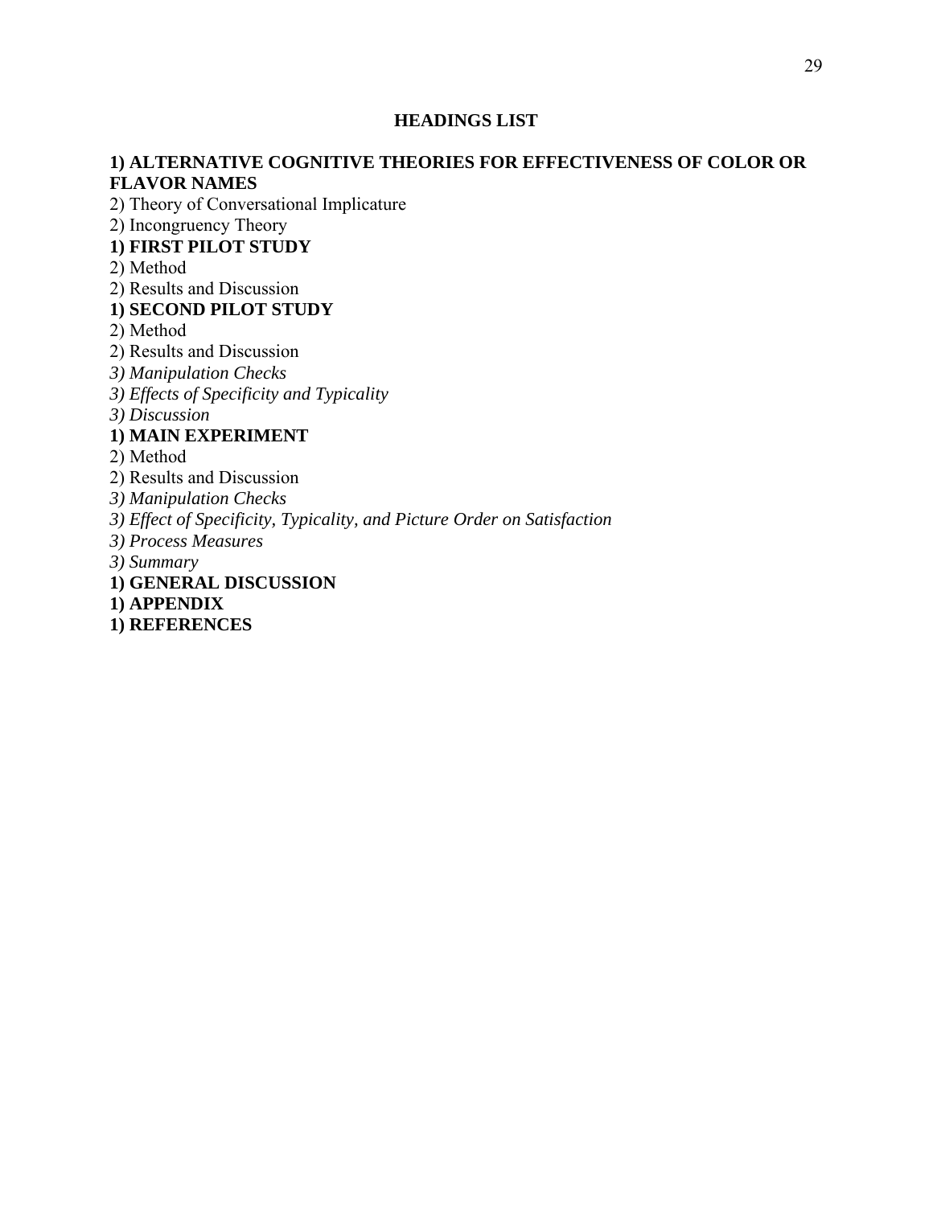# HEADINGS LIST

**1) ALTERNATIVE COGNITIVE THEORIES FOR EFFECTIVENESS OF COLOR OR FLAVOR NAMES**

2) Theory of Conversational Implicature

2) Incongruency Theory

**1) FIRST PILOT STUDY**

2) Method

2) Results and Discussion

**1) SECOND PILOT STUDY**

2) Method

2) Results and Discussion

*3) Manipulation Checks*

*3) Effects of Specificity and Typicality*

*3) Discussion*

**1) MAIN EXPERIMENT**

2) Method

2) Results and Discussion

*3) Manipulation Checks*

*3) Effect of Specificity, Typicality, and Picture Order on Satisfaction*

*3) Process Measures*

*3) Summary*

**1) GENERAL DISCUSSION**

**1) APPENDIX**

**1) REFERENCES**